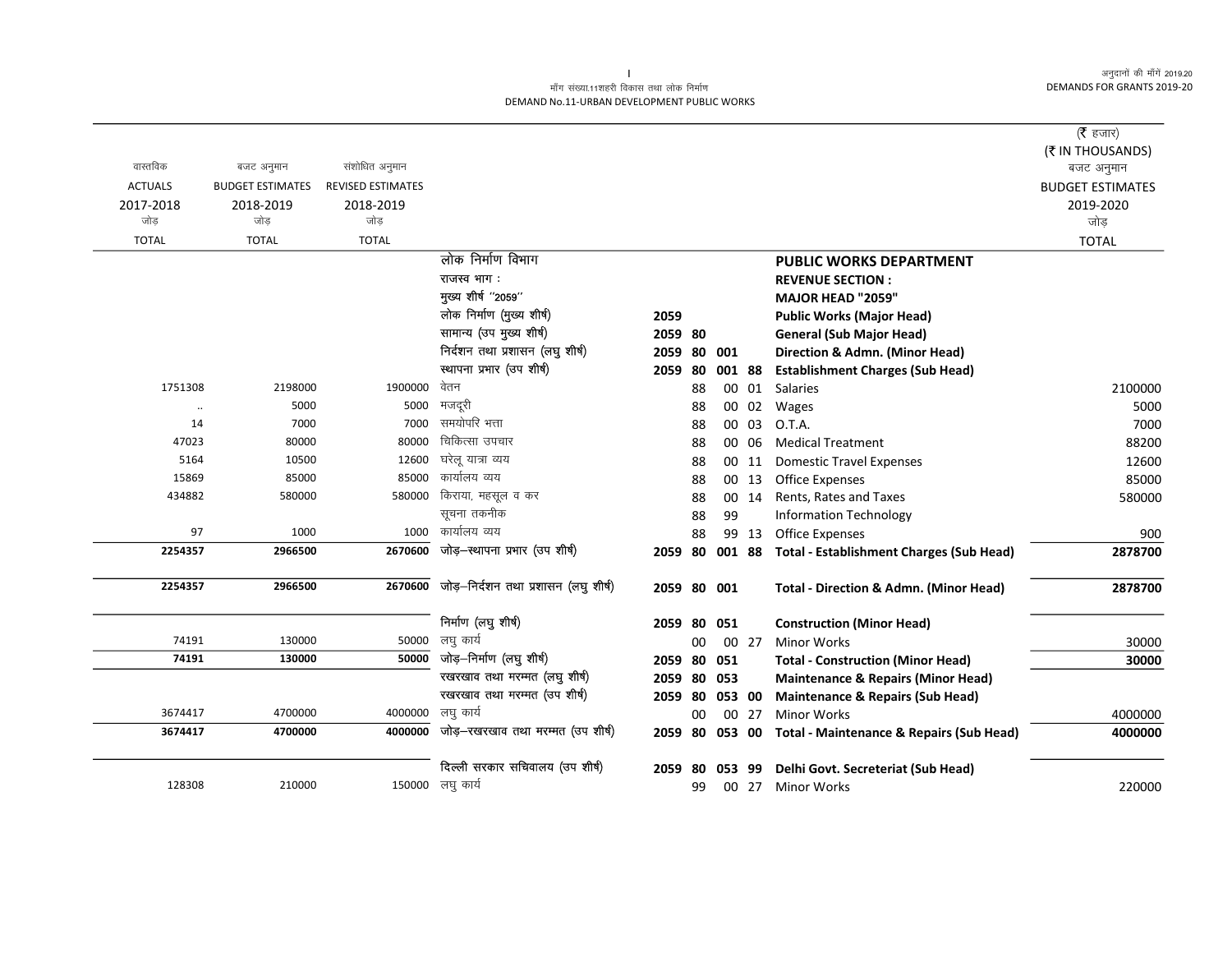मॉंग संख्या.11शहरी विकास तथा लोक निर्माण

DEMAND No.11-URBAN DEVELOPMENT PUBLIC WORKS

(₹ हजार)
(₹ IN THOUSANDS)

| वास्तविक ACTUALS 2017-2018 जोड़ TOTAL | बजट अनुमान BUDGET ESTIMATES 2018-2019 जोड़ TOTAL | संशोधित अनुमान REVISED ESTIMATES 2018-2019 जोड़ TOTAL | | | | | | | बजट अनुमान BUDGET ESTIMATES 2019-2020 जोड़ TOTAL |
|---|---|---|---|---|---|---|---|---|---|
| | | | लोक निर्माण विभाग | | | | | **PUBLIC WORKS DEPARTMENT** | |
| | | | राजस्व भाग : | | | | | **REVENUE SECTION :** | |
| | | | मुख्य शीर्ष ''2059'' | | | | | **MAJOR HEAD "2059"** | |
| | | | लोक निर्माण (मुख्य शीर्ष) | 2059 | | | | **Public Works (Major Head)** | |
| | | | सामान्य (उप मुख्य शीर्ष) | 2059 | 80 | | | **General (Sub Major Head)** | |
| | | | निर्देशन तथा प्रशासन (लघु शीर्ष) | 2059 | 80 | 001 | | **Direction & Admn. (Minor Head)** | |
| | | | स्थापना प्रभार (उप शीर्ष) | 2059 | 80 | 001 | 88 | **Establishment Charges (Sub Head)** | |
| 1751308 | 2198000 | 1900000 | वेतन | | 88 | 00 | 01 | Salaries | 2100000 |
| .. | 5000 | 5000 | मजदूरी | | 88 | 00 | 02 | Wages | 5000 |
| 14 | 7000 | 7000 | समयोपरि भत्ता | | 88 | 00 | 03 | O.T.A. | 7000 |
| 47023 | 80000 | 80000 | चिकित्सा उपचार | | 88 | 00 | 06 | Medical Treatment | 88200 |
| 5164 | 10500 | 12600 | घरेलू यात्रा व्यय | | 88 | 00 | 11 | Domestic Travel Expenses | 12600 |
| 15869 | 85000 | 85000 | कार्यालय व्यय | | 88 | 00 | 13 | Office Expenses | 85000 |
| 434882 | 580000 | 580000 | किराया, महसूल व कर | | 88 | 00 | 14 | Rents, Rates and Taxes | 580000 |
| | | | सूचना तकनीक | | 88 | 99 | | Information Technology | |
| 97 | 1000 | 1000 | कार्यालय व्यय | | 88 | 99 | 13 | Office Expenses | 900 |
| **2254357** | **2966500** | **2670600** | जोड़–स्थापना प्रभार (उप शीर्ष) | 2059 | 80 | 001 | 88 | **Total - Establishment Charges (Sub Head)** | **2878700** |
| **2254357** | **2966500** | **2670600** | जोड़–निर्देशन तथा प्रशासन (लघु शीर्ष) | 2059 | 80 | 001 | | **Total - Direction & Admn. (Minor Head)** | **2878700** |
| | | | निर्माण (लघु शीर्ष) | 2059 | 80 | 051 | | **Construction (Minor Head)** | |
| 74191 | 130000 | 50000 | लघु कार्य | | 00 | 00 | 27 | Minor Works | 30000 |
| **74191** | **130000** | **50000** | जोड़–निर्माण (लघु शीर्ष) | 2059 | 80 | 051 | | **Total - Construction (Minor Head)** | **30000** |
| | | | रखरखाव तथा मरम्मत (लघु शीर्ष) | 2059 | 80 | 053 | | **Maintenance & Repairs (Minor Head)** | |
| | | | रखरखाव तथा मरम्मत (उप शीर्ष) | 2059 | 80 | 053 | 00 | **Maintenance & Repairs (Sub Head)** | |
| 3674417 | 4700000 | 4000000 | लघु कार्य | | 00 | 00 | 27 | Minor Works | 4000000 |
| **3674417** | **4700000** | **4000000** | जोड़–रखरखाव तथा मरम्मत (उप शीर्ष) | 2059 | 80 | 053 | 00 | **Total - Maintenance & Repairs (Sub Head)** | **4000000** |
| | | | दिल्ली सरकार सचिवालय (उप शीर्ष) | 2059 | 80 | 053 | 99 | **Delhi Govt. Secreteriat (Sub Head)** | |
| 128308 | 210000 | 150000 | लघु कार्य | | 99 | 00 | 27 | Minor Works | 220000 |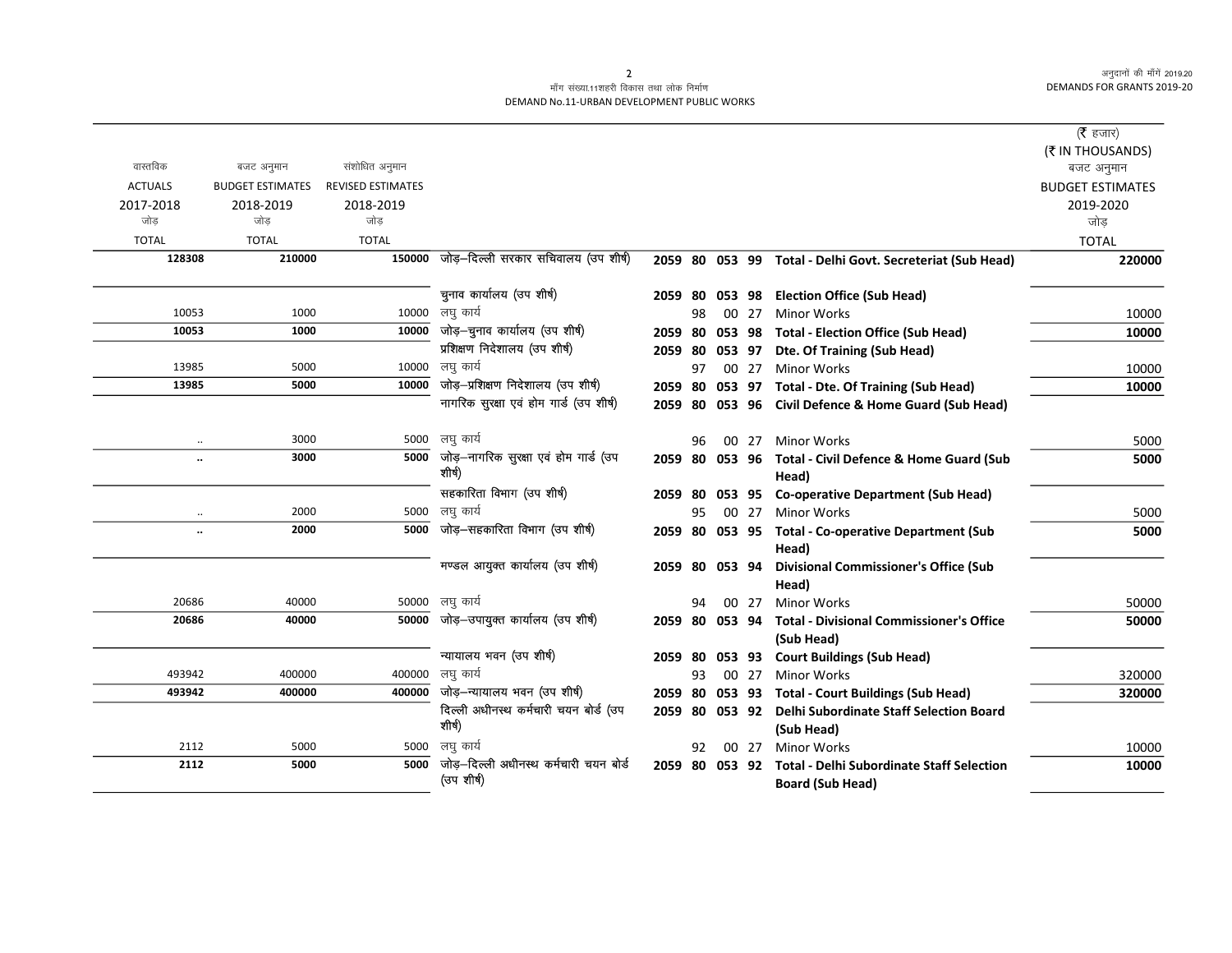मॉंग संख्या.11शहरी विकास तथा लोक निर्माण
DEMAND No.11-URBAN DEVELOPMENT PUBLIC WORKS

| वास्तविक ACTUALS 2017-2018 जोड़ TOTAL | बजट अनुमान BUDGET ESTIMATES 2018-2019 जोड़ TOTAL | संशोधित अनुमान REVISED ESTIMATES 2018-2019 जोड़ TOTAL | | | | | | | (₹ हजार) (₹ IN THOUSANDS) बजट अनुमान BUDGET ESTIMATES 2019-2020 जोड़ TOTAL |
|---|---|---|---|---|---|---|---|---|---|
| **128308** | **210000** | **150000** | जोड़–दिल्ली सरकार सचिवालय (उप शीर्ष) | **2059** | **80** | **053** | **99** | **Total - Delhi Govt. Secreterial (Sub Head)** | **220000** |
| | | | चुनाव कार्यालय (उप शीर्ष) | **2059** | **80** | **053** | **98** | **Election Office (Sub Head)** | |
| 10053 | 1000 | 10000 | लघु कार्य | | 98 | 00 | 27 | Minor Works | 10000 |
| **10053** | **1000** | **10000** | जोड़–चुनाव कार्यालय (उप शीर्ष) | **2059** | **80** | **053** | **98** | **Total - Election Office (Sub Head)** | **10000** |
| | | | प्रशिक्षण निदेशालय (उप शीर्ष) | **2059** | **80** | **053** | **97** | **Dte. Of Training (Sub Head)** | |
| 13985 | 5000 | 10000 | लघु कार्य | | 97 | 00 | 27 | Minor Works | 10000 |
| **13985** | **5000** | **10000** | जोड़–प्रशिक्षण निदेशालय (उप शीर्ष) | **2059** | **80** | **053** | **97** | **Total - Dte. Of Training (Sub Head)** | **10000** |
| | | | नागरिक सुरक्षा एवं होम गार्ड (उप शीर्ष) | **2059** | **80** | **053** | **96** | **Civil Defence & Home Guard (Sub Head)** | |
| .. | 3000 | 5000 | लघु कार्य | | 96 | 00 | 27 | Minor Works | 5000 |
| **..** | **3000** | **5000** | जोड़–नागरिक सुरक्षा एवं होम गार्ड (उप शीर्ष) | **2059** | **80** | **053** | **96** | **Total - Civil Defence & Home Guard (Sub Head)** | **5000** |
| | | | सहकारिता विभाग (उप शीर्ष) | **2059** | **80** | **053** | **95** | **Co-operative Department (Sub Head)** | |
| .. | 2000 | 5000 | लघु कार्य | | 95 | 00 | 27 | Minor Works | 5000 |
| **..** | **2000** | **5000** | जोड़–सहकारिता विभाग (उप शीर्ष) | **2059** | **80** | **053** | **95** | **Total - Co-operative Department (Sub Head)** | **5000** |
| | | | मण्डल आयुक्त कार्यालय (उप शीर्ष) | **2059** | **80** | **053** | **94** | **Divisional Commissioner's Office (Sub Head)** | |
| 20686 | 40000 | 50000 | लघु कार्य | | 94 | 00 | 27 | Minor Works | 50000 |
| **20686** | **40000** | **50000** | जोड़–उपायुक्त कार्यालय (उप शीर्ष) | **2059** | **80** | **053** | **94** | **Total - Divisional Commissioner's Office (Sub Head)** | **50000** |
| | | | न्यायालय भवन (उप शीर्ष) | **2059** | **80** | **053** | **93** | **Court Buildings (Sub Head)** | |
| 493942 | 400000 | 400000 | लघु कार्य | | 93 | 00 | 27 | Minor Works | 320000 |
| **493942** | **400000** | **400000** | जोड़–न्यायालय भवन (उप शीर्ष) | **2059** | **80** | **053** | **93** | **Total - Court Buildings (Sub Head)** | **320000** |
| | | | दिल्ली अधीनस्थ कर्मचारी चयन बोर्ड (उप शीर्ष) | **2059** | **80** | **053** | **92** | **Delhi Subordinate Staff Selection Board (Sub Head)** | |
| 2112 | 5000 | 5000 | लघु कार्य | | 92 | 00 | 27 | Minor Works | 10000 |
| **2112** | **5000** | **5000** | जोड़–दिल्ली अधीनस्थ कर्मचारी चयन बोर्ड (उप शीर्ष) | **2059** | **80** | **053** | **92** | **Total - Delhi Subordinate Staff Selection Board (Sub Head)** | **10000** |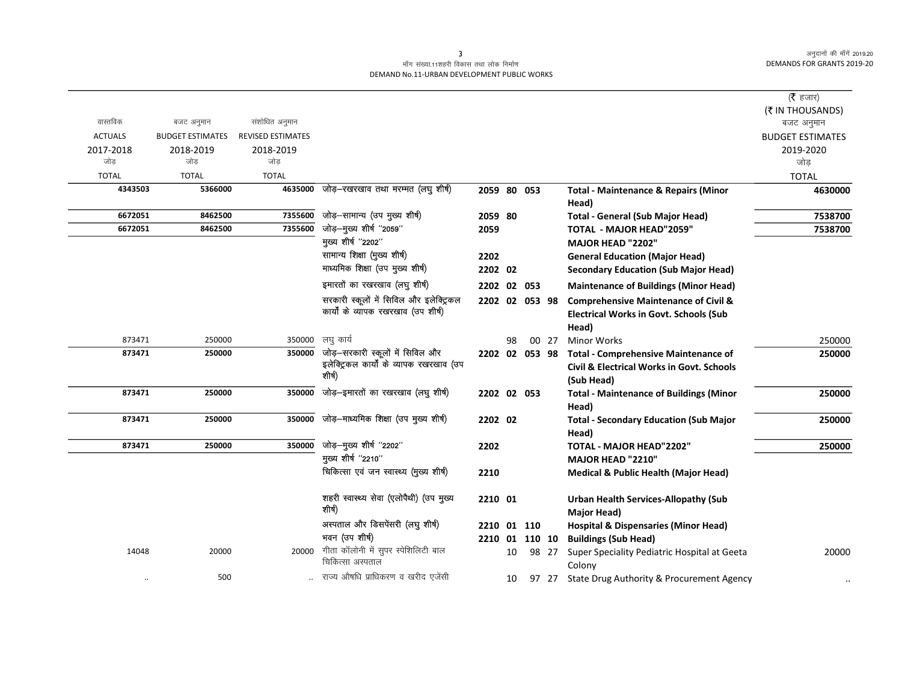मॉंग संख्या.11शहरी विकास तथा लोक निर्माण
DEMAND No.11-URBAN DEVELOPMENT PUBLIC WORKS

(₹ हजार)
(₹ IN THOUSANDS)

| वास्तविक ACTUALS 2017-2018 जोड़ TOTAL | बजट अनुमान BUDGET ESTIMATES 2018-2019 जोड़ TOTAL | संशोधित अनुमान REVISED ESTIMATES 2018-2019 जोड़ TOTAL | | | | | | | बजट अनुमान BUDGET ESTIMATES 2019-2020 जोड़ TOTAL |
|---|---|---|---|---|---|---|---|---|---|
| **4343503** | **5366000** | **4635000** | जोड़–रखरखाव तथा मरम्मत (लघु शीर्ष) | 2059 | 80 | 053 | | **Total - Maintenance & Repairs (Minor Head)** | **4630000** |
| **6672051** | **8462500** | **7355600** | जोड़–सामान्य (उप मुख्य शीर्ष) | 2059 | 80 | | | **Total - General (Sub Major Head)** | **7538700** |
| **6672051** | **8462500** | **7355600** | जोड़–मुख्य शीर्ष ''2059'' | 2059 | | | | **TOTAL - MAJOR HEAD"2059"** | **7538700** |
| | | | मुख्य शीर्ष ''2202'' | | | | | **MAJOR HEAD "2202"** | |
| | | | सामान्य शिक्षा (मुख्य शीर्ष) | 2202 | | | | **General Education (Major Head)** | |
| | | | माध्यमिक शिक्षा (उप मुख्य शीर्ष) | 2202 | 02 | | | **Secondary Education (Sub Major Head)** | |
| | | | इमारतों का रखरखाव (लघु शीर्ष) | 2202 | 02 | 053 | | **Maintenance of Buildings (Minor Head)** | |
| | | | सरकारी स्कूलों में सिविल और इलेक्ट्रिकल कार्यों के व्यापक रखरखाव (उप शीर्ष) | 2202 | 02 | 053 | 98 | **Comprehensive Maintenance of Civil & Electrical Works in Govt. Schools (Sub Head)** | |
| 873471 | 250000 | 350000 | लघु कार्य | | 98 | 00 | 27 | Minor Works | 250000 |
| **873471** | **250000** | **350000** | जोड़–सरकारी स्कूलों में सिविल और इलेक्ट्रिकल कार्यों के व्यापक रखरखाव (उप शीर्ष) | 2202 | 02 | 053 | 98 | **Total - Comprehensive Maintenance of Civil & Electrical Works in Govt. Schools (Sub Head)** | **250000** |
| **873471** | **250000** | **350000** | जोड़–इमारतों का रखरखाव (लघु शीर्ष) | 2202 | 02 | 053 | | **Total - Maintenance of Buildings (Minor Head)** | **250000** |
| **873471** | **250000** | **350000** | जोड़–माध्यमिक शिक्षा (उप मुख्य शीर्ष) | 2202 | 02 | | | **Total - Secondary Education (Sub Major Head)** | **250000** |
| **873471** | **250000** | **350000** | जोड़–मुख्य शीर्ष ''2202'' | 2202 | | | | **TOTAL - MAJOR HEAD"2202"** | **250000** |
| | | | मुख्य शीर्ष ''2210'' | | | | | **MAJOR HEAD "2210"** | |
| | | | चिकित्सा एवं जन स्वास्थ्य (मुख्य शीर्ष) | 2210 | | | | **Medical & Public Health (Major Head)** | |
| | | | शहरी स्वास्थ्य सेवा (एलोपैथी) (उप मुख्य शीर्ष) | 2210 | 01 | | | **Urban Health Services-Allopathy (Sub Major Head)** | |
| | | | अस्पताल और डिसपेंसरी (लघु शीर्ष) | 2210 | 01 | 110 | | **Hospital & Dispensaries (Minor Head)** | |
| | | | भवन (उप शीर्ष) | 2210 | 01 | 110 | 10 | **Buildings (Sub Head)** | |
| 14048 | 20000 | 20000 | गीता कॉलोनी में सुपर स्पेशिलिटी बाल चिकित्सा अस्पताल | | 10 | 98 | 27 | Super Speciality Pediatric Hospital at Geeta Colony | 20000 |
| .. | 500 | .. | राज्य औषधि प्राधिकरण व खरीद एजेंसी | | 10 | 97 | 27 | State Drug Authority & Procurement Agency | .. |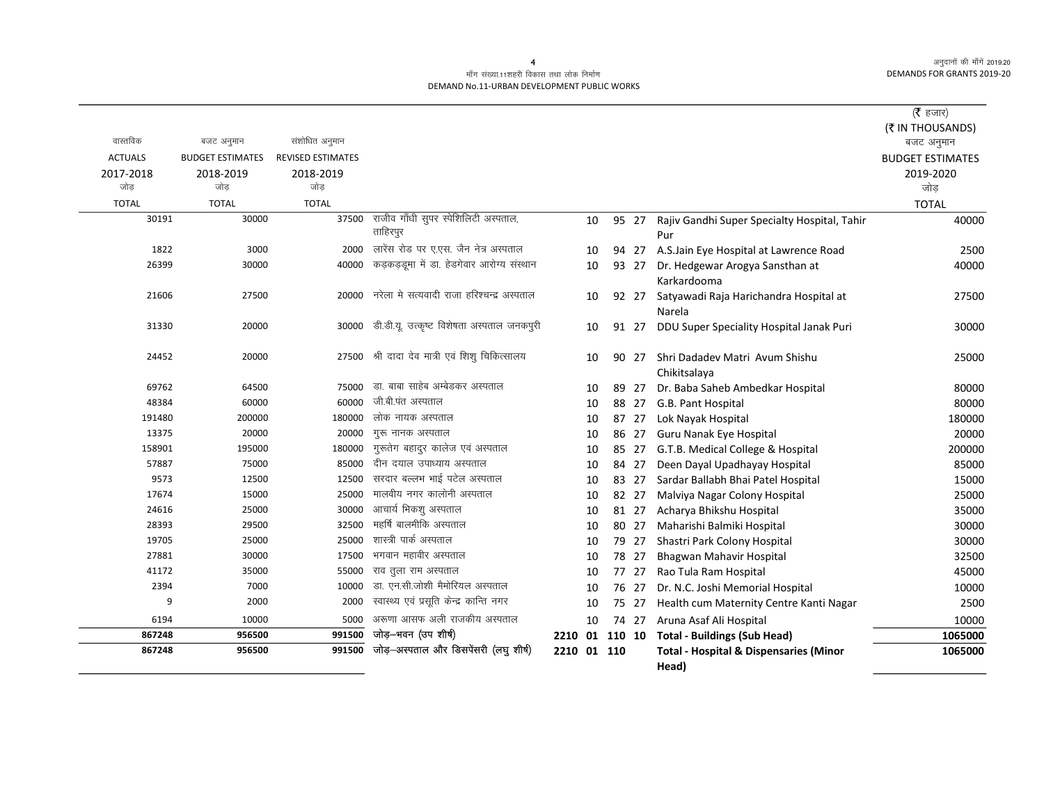माँग संख्या.11शहरी विकास तथा लोक निर्माण
DEMAND No.11-URBAN DEVELOPMENT PUBLIC WORKS

| वास्तविक ACTUALS 2017-2018 जोड़ TOTAL | बजट अनुमान BUDGET ESTIMATES 2018-2019 जोड़ TOTAL | संशोधित अनुमान REVISED ESTIMATES 2018-2019 जोड़ TOTAL | | | | | | | (₹ हजार) (₹ IN THOUSANDS) बजट अनुमान BUDGET ESTIMATES 2019-2020 जोड़ TOTAL |
|---|---|---|---|---|---|---|---|---|---|
| 30191 | 30000 | 37500 | राजीव गाँधी सुपर स्पेशिलिटी अस्पताल, ताहिरपुर | | | 10 | 95 27 | Rajiv Gandhi Super Specialty Hospital, Tahir Pur | 40000 |
| 1822 | 3000 | 2000 | लारेंस रोड पर ए.एस. जैन नेत्र अस्पताल | | | 10 | 94 27 | A.S.Jain Eye Hospital at Lawrence Road | 2500 |
| 26399 | 30000 | 40000 | कड़कड़डूमा में डा. हेडगेवार आरोग्य संस्थान | | | 10 | 93 27 | Dr. Hedgewar Arogya Sansthan at Karkardooma | 40000 |
| 21606 | 27500 | 20000 | नरेला मे सत्यवादी राजा हरिश्चन्द्र अस्पताल | | | 10 | 92 27 | Satyawadi Raja Harichandra Hospital at Narela | 27500 |
| 31330 | 20000 | 30000 | डी.डी.यू. उत्कृष्ट विशेषता अस्पताल जनकपुरी | | | 10 | 91 27 | DDU Super Speciality Hospital Janak Puri | 30000 |
| 24452 | 20000 | 27500 | श्री दादा देव मात्री एवं शिशु चिकित्सालय | | | 10 | 90 27 | Shri Dadadev Matri Avum Shishu Chikitsalaya | 25000 |
| 69762 | 64500 | 75000 | डा. बाबा साहेब अम्बेडकर अस्पताल | | | 10 | 89 27 | Dr. Baba Saheb Ambedkar Hospital | 80000 |
| 48384 | 60000 | 60000 | जी.बी.पंत अस्पताल | | | 10 | 88 27 | G.B. Pant Hospital | 80000 |
| 191480 | 200000 | 180000 | लोक नायक अस्पताल | | | 10 | 87 27 | Lok Nayak Hospital | 180000 |
| 13375 | 20000 | 20000 | गुरू नानक अस्पताल | | | 10 | 86 27 | Guru Nanak Eye Hospital | 20000 |
| 158901 | 195000 | 180000 | गुरूतेग बहादुर कालेज एवं अस्पताल | | | 10 | 85 27 | G.T.B. Medical College & Hospital | 200000 |
| 57887 | 75000 | 85000 | दीन दयाल उपाध्याय अस्पताल | | | 10 | 84 27 | Deen Dayal Upadhayay Hospital | 85000 |
| 9573 | 12500 | 12500 | सरदार बल्लभ भाई पटेल अस्पताल | | | 10 | 83 27 | Sardar Ballabh Bhai Patel Hospital | 15000 |
| 17674 | 15000 | 25000 | मालवीय नगर कालोनी अस्पताल | | | 10 | 82 27 | Malviya Nagar Colony Hospital | 25000 |
| 24616 | 25000 | 30000 | आचार्य भिकशु अस्पताल | | | 10 | 81 27 | Acharya Bhikshu Hospital | 35000 |
| 28393 | 29500 | 32500 | महर्षि बालमीकि अस्पताल | | | 10 | 80 27 | Maharishi Balmiki Hospital | 30000 |
| 19705 | 25000 | 25000 | शास्त्री पार्क अस्पताल | | | 10 | 79 27 | Shastri Park Colony Hospital | 30000 |
| 27881 | 30000 | 17500 | भगवान महावीर अस्पताल | | | 10 | 78 27 | Bhagwan Mahavir Hospital | 32500 |
| 41172 | 35000 | 55000 | राव तुला राम अस्पताल | | | 10 | 77 27 | Rao Tula Ram Hospital | 45000 |
| 2394 | 7000 | 10000 | डा. एन.सी.जोशी मैमोरियल अस्पताल | | | 10 | 76 27 | Dr. N.C. Joshi Memorial Hospital | 10000 |
| 9 | 2000 | 2000 | स्वास्थ्य एवं प्रसूति केन्द्र कान्ति नगर | | | 10 | 75 27 | Health cum Maternity Centre Kanti Nagar | 2500 |
| 6194 | 10000 | 5000 | अरूणा आसफ अली राजकीय अस्पताल | | | 10 | 74 27 | Aruna Asaf Ali Hospital | 10000 |
| **867248** | **956500** | **991500** | **जोड़–भवन (उप शीर्ष)** | **2210** | **01** | **110** | **10** | **Total - Buildings (Sub Head)** | **1065000** |
| **867248** | **956500** | **991500** | **जोड़–अस्पताल और डिसपेंसरी (लघु शीर्ष)** | **2210** | **01** | **110** | | **Total - Hospital & Dispensaries (Minor Head)** | **1065000** |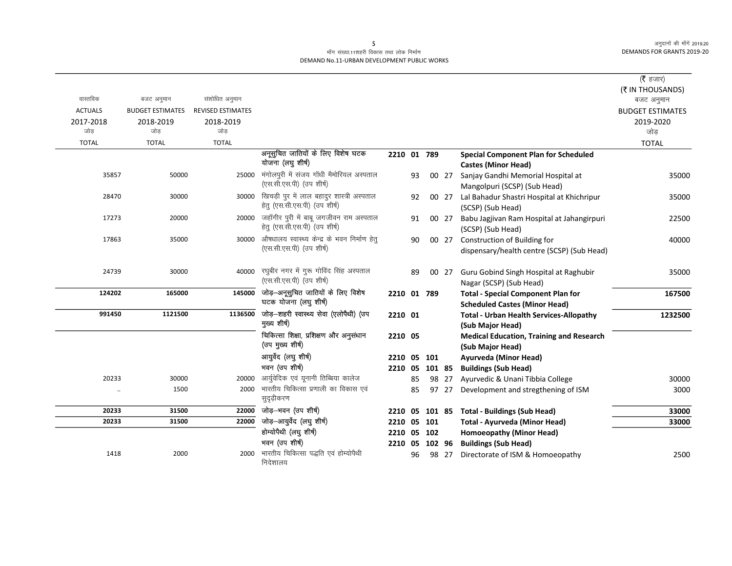मॉंग संख्या.11शहरी विकास तथा लोक निर्माण
DEMAND No.11-URBAN DEVELOPMENT PUBLIC WORKS

(₹ हजार)
(₹ IN THOUSANDS)

| वास्तविक ACTUALS 2017-2018 जोड़ TOTAL | बजट अनुमान BUDGET ESTIMATES 2018-2019 जोड़ TOTAL | संशोधित अनुमान REVISED ESTIMATES 2018-2019 जोड़ TOTAL | | | | | | | बजट अनुमान BUDGET ESTIMATES 2019-2020 जोड़ TOTAL |
|---|---|---|---|---|---|---|---|---|---|
| | | | अनूसुचित जातियों के लिए विशेष घटक योजना (लघु शीर्ष) | 2210 01 | 789 | | | **Special Component Plan for Scheduled Castes (Minor Head)** | |
| 35857 | 50000 | 25000 | मंगोलपुरी में संजय गॉधी मैमोरियल अस्पताल (एस.सी.एस.पी) (उप शीर्ष) | | 93 | 00 | 27 | Sanjay Gandhi Memorial Hospital at Mangolpuri (SCSP) (Sub Head) | 35000 |
| 28470 | 30000 | 30000 | खिचड़ी पुर में लाल बहादुर शास्त्री अस्पताल हेतु (एस.सी.एस.पी) (उप शीर्ष) | | 92 | 00 | 27 | Lal Bahadur Shastri Hospital at Khichripur (SCSP) (Sub Head) | 35000 |
| 17273 | 20000 | 20000 | जहॉंगीर पुरी में बाबू जगजीवन राम अस्पताल हेतु (एस.सी.एस.पी) (उप शीर्ष) | | 91 | 00 | 27 | Babu Jagjivan Ram Hospital at Jahangirpuri (SCSP) (Sub Head) | 22500 |
| 17863 | 35000 | 30000 | औषधालय स्वास्थ्य केन्द्र के भवन निर्माण हेतु (एस.सी.एस.पी) (उप शीर्ष) | | 90 | 00 | 27 | Construction of Building for dispensary/health centre (SCSP) (Sub Head) | 40000 |
| 24739 | 30000 | 40000 | रघुबीर नगर में गुरू गोविंद सिंह अस्पताल (एस.सी.एस.पी) (उप शीर्ष) | | 89 | 00 | 27 | Guru Gobind Singh Hospital at Raghubir Nagar (SCSP) (Sub Head) | 35000 |
| **124202** | **165000** | **145000** | जोड़–अनूसुचित जातियों के लिए विशेष घटक योजना (लघु शीर्ष) | 2210 01 | 789 | | | **Total - Special Component Plan for Scheduled Castes (Minor Head)** | **167500** |
| **991450** | **1121500** | **1136500** | जोड़–शहरी स्वास्थ्य सेवा (एलोपैथी) (उप मुख्य शीर्ष) | 2210 01 | | | | **Total - Urban Health Services-Allopathy (Sub Major Head)** | **1232500** |
| | | | चिकित्सा शिक्षा, प्रशिक्षण और अनुसंधान (उप मुख्य शीर्ष) | 2210 05 | | | | **Medical Education, Training and Research (Sub Major Head)** | |
| | | | आयुर्वेद (लघु शीर्ष) | 2210 05 | 101 | | | **Ayurveda (Minor Head)** | |
| | | | भवन (उप शीर्ष) | 2210 05 | 101 | 85 | | **Buildings (Sub Head)** | |
| 20233 | 30000 | 20000 | आर्युवेदिक एवं यूनानी तिब्बिया कालेज | | 85 | 98 | 27 | Ayurvedic & Unani Tibbia College | 30000 |
| .. | 1500 | 2000 | भारतीय चिकित्सा प्रणाली का विकास एवं सुदृढ़ीकरण | | 85 | 97 | 27 | Development and stregthening of ISM | 3000 |
| **20233** | **31500** | **22000** | जोड़–भवन (उप शीर्ष) | 2210 05 | 101 | 85 | | **Total - Buildings (Sub Head)** | **33000** |
| **20233** | **31500** | **22000** | जोड़–आयुर्वेद (लघु शीर्ष) | 2210 05 | 101 | | | **Total - Ayurveda (Minor Head)** | **33000** |
| | | | होम्योपैथी (लघु शीर्ष) | 2210 05 | 102 | | | **Homoeopathy (Minor Head)** | |
| | | | भवन (उप शीर्ष) | 2210 05 | 102 | 96 | | **Buildings (Sub Head)** | |
| 1418 | 2000 | 2000 | भारतीय चिकित्सा पद्धति एवं होम्योपैथी निदेशालय | | 96 | 98 | 27 | Directorate of ISM & Homoeopathy | 2500 |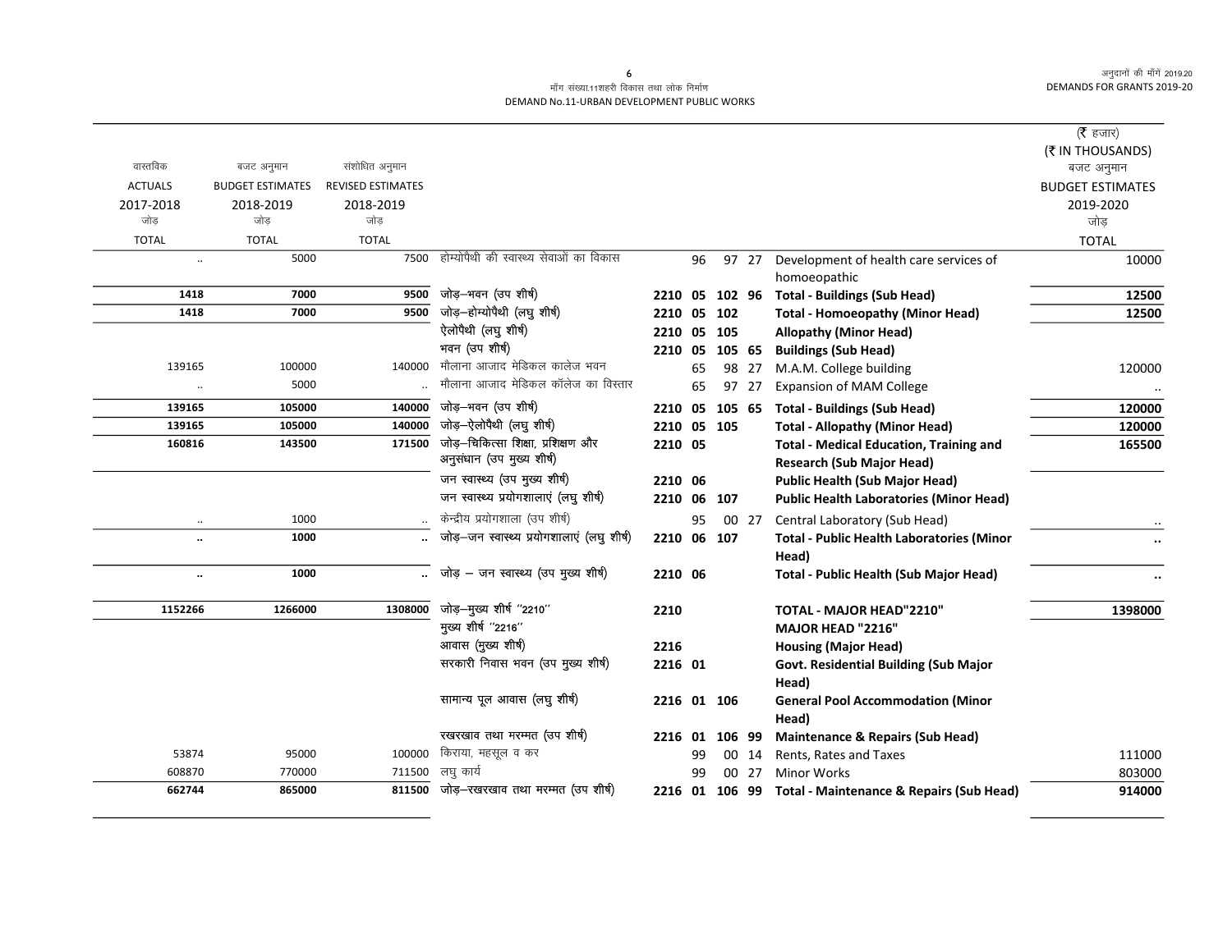मॉंग संख्या.11शहरी विकास तथा लोक निर्माण

DEMAND No.11-URBAN DEVELOPMENT PUBLIC WORKS

(₹ हजार)
(₹ IN THOUSANDS)

| वास्तविक ACTUALS 2017-2018 जोड़ TOTAL | बजट अनुमान BUDGET ESTIMATES 2018-2019 जोड़ TOTAL | संशोधित अनुमान REVISED ESTIMATES 2018-2019 जोड़ TOTAL | | | | | | | बजट अनुमान BUDGET ESTIMATES 2019-2020 जोड़ TOTAL |
|---|---|---|---|---|---|---|---|---|---|
| .. | 5000 | 7500 | होम्योपैथी की स्वास्थ्य सेवाओं का विकास | | 96 | 97 | 27 | Development of health care services of homoeopathic | 10000 |
| **1418** | **7000** | **9500** | जोड़–भवन (उप शीर्ष) | **2210** | **05** | **102** | **96** | **Total - Buildings (Sub Head)** | **12500** |
| **1418** | **7000** | **9500** | जोड़–होम्योपैथी (लघु शीर्ष) | **2210** | **05** | **102** | | **Total - Homoeopathy (Minor Head)** | **12500** |
| | | | ऐलोपैथी (लघु शीर्ष) | **2210** | **05** | **105** | | **Allopathy (Minor Head)** | |
| | | | भवन (उप शीर्ष) | **2210** | **05** | **105** | **65** | **Buildings (Sub Head)** | |
| 139165 | 100000 | 140000 | मौलाना आजाद मेडिकल कालेज भवन | | 65 | 98 | 27 | M.A.M. College building | 120000 |
| .. | 5000 | .. | मौलाना आजाद मेडिकल कॉलेज का विस्तार | | 65 | 97 | 27 | Expansion of MAM College | .. |
| **139165** | **105000** | **140000** | जोड़–भवन (उप शीर्ष) | **2210** | **05** | **105** | **65** | **Total - Buildings (Sub Head)** | **120000** |
| **139165** | **105000** | **140000** | जोड़–ऐलोपैथी (लघु शीर्ष) | **2210** | **05** | **105** | | **Total - Allopathy (Minor Head)** | **120000** |
| **160816** | **143500** | **171500** | जोड़–चिकित्सा शिक्षा, प्रशिक्षण और अनुसंधान (उप मुख्य शीर्ष) | **2210** | **05** | | | **Total - Medical Education, Training and Research (Sub Major Head)** | **165500** |
| | | | जन स्वास्थ्य (उप मुख्य शीर्ष) | **2210** | **06** | | | **Public Health (Sub Major Head)** | |
| | | | जन स्वास्थ्य प्रयोगशालाएं (लघु शीर्ष) | **2210** | **06** | **107** | | **Public Health Laboratories (Minor Head)** | |
| .. | 1000 | .. | केन्द्रीय प्रयोगशाला (उप शीर्ष) | | 95 | 00 | 27 | Central Laboratory (Sub Head) | .. |
| **..** | **1000** | **..** | जोड़–जन स्वास्थ्य प्रयोगशालाएं (लघु शीर्ष) | **2210** | **06** | **107** | | **Total - Public Health Laboratories (Minor Head)** | **..** |
| **..** | **1000** | **..** | जोड़ – जन स्वास्थ्य (उप मुख्य शीर्ष) | **2210** | **06** | | | **Total - Public Health (Sub Major Head)** | **..** |
| **1152266** | **1266000** | **1308000** | जोड़–मुख्य शीर्ष "2210" | **2210** | | | | **TOTAL - MAJOR HEAD"2210"** | **1398000** |
| | | | मुख्य शीर्ष "2216" | | | | | **MAJOR HEAD "2216"** | |
| | | | आवास (मुख्य शीर्ष) | **2216** | | | | **Housing (Major Head)** | |
| | | | सरकारी निवास भवन (उप मुख्य शीर्ष) | **2216** | **01** | | | **Govt. Residential Building (Sub Major Head)** | |
| | | | सामान्य पूल आवास (लघु शीर्ष) | **2216** | **01** | **106** | | **General Pool Accommodation (Minor Head)** | |
| | | | रखरखाव तथा मरम्मत (उप शीर्ष) | **2216** | **01** | **106** | **99** | **Maintenance & Repairs (Sub Head)** | |
| 53874 | 95000 | 100000 | किराया, महसूल व कर | | 99 | 00 | 14 | Rents, Rates and Taxes | 111000 |
| 608870 | 770000 | 711500 | लघु कार्य | | 99 | 00 | 27 | Minor Works | 803000 |
| **662744** | **865000** | **811500** | जोड़–रखरखाव तथा मरम्मत (उप शीर्ष) | **2216** | **01** | **106** | **99** | **Total - Maintenance & Repairs (Sub Head)** | **914000** |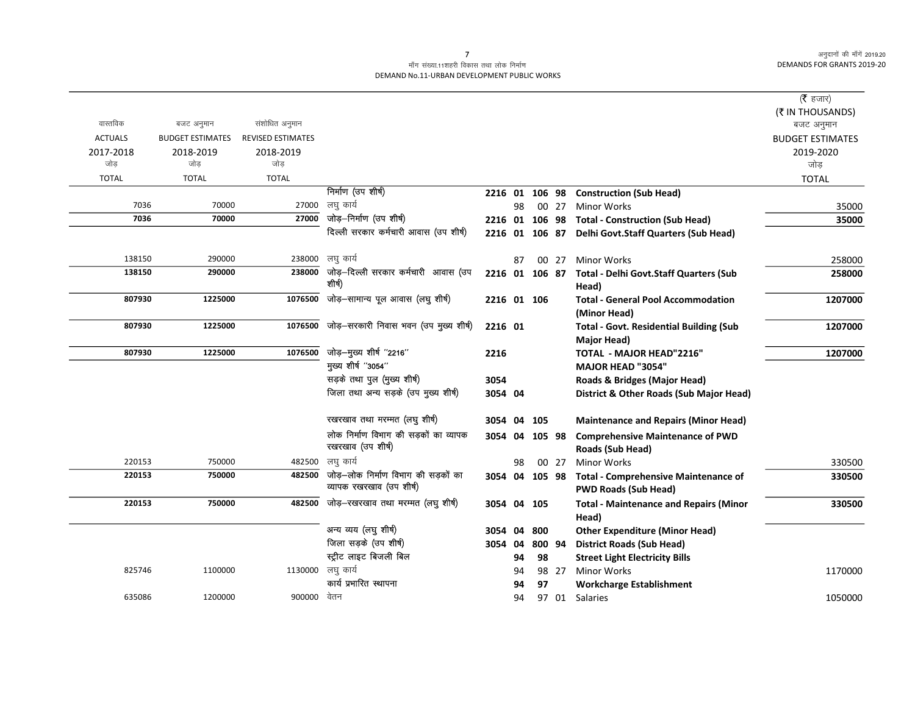माँग संख्या.11शहरी विकास तथा लोक निर्माण
DEMAND No.11-URBAN DEVELOPMENT PUBLIC WORKS

अनुदानों की माँगें 2019.20
DEMANDS FOR GRANTS 2019-20

(₹ हजार)
(₹ IN THOUSANDS)

| वास्तविक ACTUALS 2017-2018 जोड़ TOTAL | बजट अनुमान BUDGET ESTIMATES 2018-2019 जोड़ TOTAL | संशोधित अनुमान REVISED ESTIMATES 2018-2019 जोड़ TOTAL | | | | | | | बजट अनुमान BUDGET ESTIMATES 2019-2020 जोड़ TOTAL |
|---|---|---|---|---|---|---|---|---|---|
| | | | निर्माण (उप शीर्ष) | 2216 01 | 106 | 98 | | **Construction (Sub Head)** | |
| 7036 | 70000 | 27000 | लघु कार्य | | 98 | 00 | 27 | Minor Works | 35000 |
| **7036** | **70000** | **27000** | जोड़–निर्माण (उप शीर्ष) | 2216 01 | 106 | 98 | | **Total - Construction (Sub Head)** | **35000** |
| | | | दिल्ली सरकार कर्मचारी आवास (उप शीर्ष) | 2216 01 | 106 | 87 | | **Delhi Govt.Staff Quarters (Sub Head)** | |
| 138150 | 290000 | 238000 | लघु कार्य | | 87 | 00 | 27 | Minor Works | 258000 |
| **138150** | **290000** | **238000** | जोड़–दिल्ली सरकार कर्मचारी आवास (उप शीर्ष) | 2216 01 | 106 | 87 | | **Total - Delhi Govt.Staff Quarters (Sub Head)** | **258000** |
| **807930** | **1225000** | **1076500** | जोड़–सामान्य पूल आवास (लघु शीर्ष) | 2216 01 | 106 | | | **Total - General Pool Accommodation (Minor Head)** | **1207000** |
| **807930** | **1225000** | **1076500** | जोड़–सरकारी निवास भवन (उप मुख्य शीर्ष) | 2216 01 | | | | **Total - Govt. Residential Building (Sub Major Head)** | **1207000** |
| **807930** | **1225000** | **1076500** | जोड़–मुख्य शीर्ष ''2216'' | 2216 | | | | **TOTAL - MAJOR HEAD"2216"** | **1207000** |
| | | | मुख्य शीर्ष ''3054'' | | | | | **MAJOR HEAD "3054"** | |
| | | | सड़के तथा पुल (मुख्य शीर्ष) | 3054 | | | | **Roads & Bridges (Major Head)** | |
| | | | जिला तथा अन्य सड़के (उप मुख्य शीर्ष) | 3054 04 | | | | **District & Other Roads (Sub Major Head)** | |
| | | | रखरखाव तथा मरम्मत (लघु शीर्ष) | 3054 04 | 105 | | | **Maintenance and Repairs (Minor Head)** | |
| | | | लोक निर्माण विभाग की सड़कों का व्यापक रखरखाव (उप शीर्ष) | 3054 04 | 105 | 98 | | **Comprehensive Maintenance of PWD Roads (Sub Head)** | |
| 220153 | 750000 | 482500 | लघु कार्य | | 98 | 00 | 27 | Minor Works | 330500 |
| **220153** | **750000** | **482500** | जोड़–लोक निर्माण विभाग की सड़कों का व्यापक रखरखाव (उप शीर्ष) | 3054 04 | 105 | 98 | | **Total - Comprehensive Maintenance of PWD Roads (Sub Head)** | **330500** |
| **220153** | **750000** | **482500** | जोड़–रखरखाव तथा मरम्मत (लघु शीर्ष) | 3054 04 | 105 | | | **Total - Maintenance and Repairs (Minor Head)** | **330500** |
| | | | अन्य व्यय (लघु शीर्ष) | 3054 04 | 800 | | | **Other Expenditure (Minor Head)** | |
| | | | जिला सड़के (उप शीर्ष) | 3054 04 | 800 | 94 | | **District Roads (Sub Head)** | |
| | | | स्ट्रीट लाइट बिजली बिल | | 94 | 98 | | **Street Light Electricity Bills** | |
| 825746 | 1100000 | 1130000 | लघु कार्य | | 94 | 98 | 27 | Minor Works | 1170000 |
| | | | कार्य प्रभारित स्थापना | | 94 | 97 | | **Workcharge Establishment** | |
| 635086 | 1200000 | 900000 | वेतन | | 94 | 97 | 01 | Salaries | 1050000 |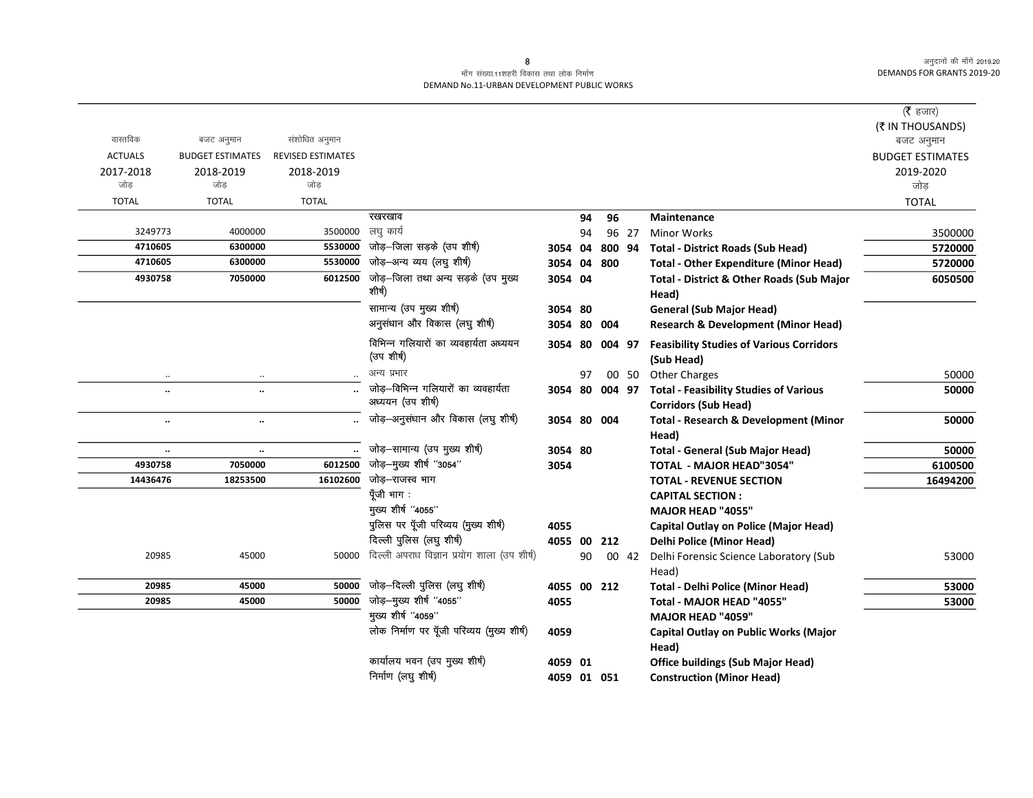मॉंग संख्या.11शहरी विकास तथा लोक निर्माण
DEMAND No.11-URBAN DEVELOPMENT PUBLIC WORKS

| वास्तविक ACTUALS 2017-2018 जोड़ TOTAL | बजट अनुमान BUDGET ESTIMATES 2018-2019 जोड़ TOTAL | संशोधित अनुमान REVISED ESTIMATES 2018-2019 जोड़ TOTAL | | | | | | | (₹ हजार) (₹ IN THOUSANDS) बजट अनुमान BUDGET ESTIMATES 2019-2020 जोड़ TOTAL |
|---|---|---|---|---|---|---|---|---|---|
| | | | रखरखाव | | 94 | 96 | | **Maintenance** | |
| 3249773 | 4000000 | 3500000 | लघु कार्य | | 94 | 96 | 27 | Minor Works | 3500000 |
| **4710605** | **6300000** | **5530000** | जोड़–जिला सड़के (उप शीर्ष) | **3054** | **04** | **800** | **94** | **Total - District Roads (Sub Head)** | **5720000** |
| **4710605** | **6300000** | **5530000** | जोड़–अन्य व्यय (लघु शीर्ष) | **3054** | **04** | **800** | | **Total - Other Expenditure (Minor Head)** | **5720000** |
| **4930758** | **7050000** | **6012500** | जोड़–जिला तथा अन्य सड़के (उप मुख्य शीर्ष) | **3054** | **04** | | | **Total - District & Other Roads (Sub Major Head)** | **6050500** |
| | | | सामान्य (उप मुख्य शीर्ष) | **3054** | **80** | | | **General (Sub Major Head)** | |
| | | | अनुसंधान और विकास (लघु शीर्ष) | **3054** | **80** | **004** | | **Research & Development (Minor Head)** | |
| | | | विभिन्न गलियारों का व्यवहार्यता अध्ययन (उप शीर्ष) | **3054** | **80** | **004** | **97** | **Feasibility Studies of Various Corridors (Sub Head)** | |
| .. | .. | .. | अन्य प्रभार | | 97 | 00 | 50 | Other Charges | 50000 |
| **..** | **..** | **..** | जोड़–विभिन्न गलियारों का व्यवहार्यता अध्ययन (उप शीर्ष) | **3054** | **80** | **004** | **97** | **Total - Feasibility Studies of Various Corridors (Sub Head)** | **50000** |
| **..** | **..** | **..** | जोड़–अनुसंधान और विकास (लघु शीर्ष) | **3054** | **80** | **004** | | **Total - Research & Development (Minor Head)** | **50000** |
| **..** | **..** | **..** | जोड़–सामान्य (उप मुख्य शीर्ष) | **3054** | **80** | | | **Total - General (Sub Major Head)** | **50000** |
| **4930758** | **7050000** | **6012500** | जोड़–मुख्य शीर्ष "3054" | **3054** | | | | **TOTAL - MAJOR HEAD"3054"** | **6100500** |
| **14436476** | **18253500** | **16102600** | जोड़–राजस्व भाग | | | | | **TOTAL - REVENUE SECTION** | **16494200** |
| | | | पूँजी भाग : | | | | | **CAPITAL SECTION :** | |
| | | | मुख्य शीर्ष "4055" | | | | | **MAJOR HEAD "4055"** | |
| | | | पुलिस पर पूँजी परिव्यय (मुख्य शीर्ष) | **4055** | | | | **Capital Outlay on Police (Major Head)** | |
| | | | दिल्ली पुलिस (लघु शीर्ष) | **4055** | **00** | **212** | | **Delhi Police (Minor Head)** | |
| 20985 | 45000 | 50000 | दिल्ली अपराध विज्ञान प्रयोग शाला (उप शीर्ष) | | 90 | 00 | 42 | Delhi Forensic Science Laboratory (Sub Head) | 53000 |
| **20985** | **45000** | **50000** | जोड़–दिल्ली पुलिस (लघु शीर्ष) | **4055** | **00** | **212** | | **Total - Delhi Police (Minor Head)** | **53000** |
| **20985** | **45000** | **50000** | जोड़–मुख्य शीर्ष "4055" | **4055** | | | | **Total - MAJOR HEAD "4055"** | **53000** |
| | | | मुख्य शीर्ष "4059" | | | | | **MAJOR HEAD "4059"** | |
| | | | लोक निर्माण पर पूँजी परिव्यय (मुख्य शीर्ष) | **4059** | | | | **Capital Outlay on Public Works (Major Head)** | |
| | | | कार्यालय भवन (उप मुख्य शीर्ष) | **4059** | **01** | | | **Office buildings (Sub Major Head)** | |
| | | | निर्माण (लघु शीर्ष) | **4059** | **01** | **051** | | **Construction (Minor Head)** | |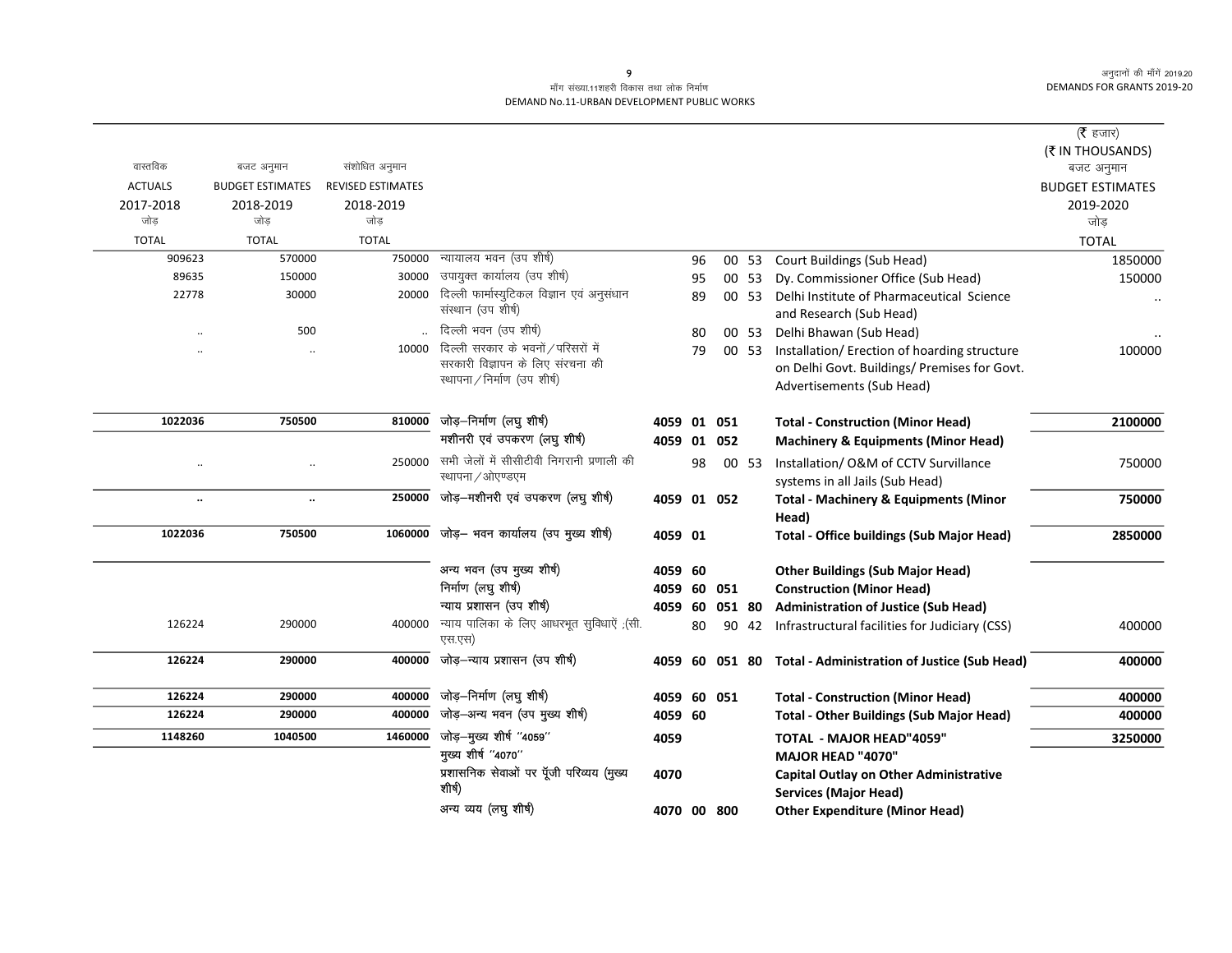माँग संख्या.11शहरी विकास तथा लोक निर्माण
DEMAND No.11-URBAN DEVELOPMENT PUBLIC WORKS

(₹ हजार)
(₹ IN THOUSANDS)

| वास्तविक ACTUALS 2017-2018 जोड़ TOTAL | बजट अनुमान BUDGET ESTIMATES 2018-2019 जोड़ TOTAL | संशोधित अनुमान REVISED ESTIMATES 2018-2019 जोड़ TOTAL | | | | | | | | बजट अनुमान BUDGET ESTIMATES 2019-2020 जोड़ TOTAL |
|---|---|---|---|---|---|---|---|---|---|---|
| 909623 | 570000 | 750000 | न्यायालय भवन (उप शीर्ष) | | 96 | 00 | 53 | | Court Buildings (Sub Head) | 1850000 |
| 89635 | 150000 | 30000 | उपायुक्त कार्यालय (उप शीर्ष) | | 95 | 00 | 53 | | Dy. Commissioner Office (Sub Head) | 150000 |
| 22778 | 30000 | 20000 | दिल्ली फार्मास्युटिकल विज्ञान एवं अनुसंधान संस्थान (उप शीर्ष) | | 89 | 00 | 53 | | Delhi Institute of Pharmaceutical Science and Research (Sub Head) | .. |
| .. | 500 | .. | दिल्ली भवन (उप शीर्ष) | | 80 | 00 | 53 | | Delhi Bhawan (Sub Head) | .. |
| .. | .. | 10000 | दिल्ली सरकार के भवनों/परिसरों में सरकारी विज्ञापन के लिए संरचना की स्थापना/निर्माण (उप शीर्ष) | | 79 | 00 | 53 | | Installation/ Erection of hoarding structure on Delhi Govt. Buildings/ Premises for Govt. Advertisements (Sub Head) | 100000 |
| **1022036** | **750500** | **810000** | **जोड़–निर्माण (लघु शीर्ष)** | **4059** | **01** | **051** | | | **Total - Construction (Minor Head)** | **2100000** |
| | | | **मशीनरी एवं उपकरण (लघु शीर्ष)** | **4059** | **01** | **052** | | | **Machinery & Equipments (Minor Head)** | |
| .. | .. | 250000 | सभी जेलों में सीसीटीवी निगरानी प्रणाली की स्थापना/ओएण्डएम | | 98 | 00 | 53 | | Installation/ O&M of CCTV Survillance systems in all Jails (Sub Head) | 750000 |
| **..** | **..** | **250000** | **जोड़–मशीनरी एवं उपकरण (लघु शीर्ष)** | **4059** | **01** | **052** | | | **Total - Machinery & Equipments (Minor Head)** | **750000** |
| **1022036** | **750500** | **1060000** | **जोड़– भवन कार्यालय (उप मुख्य शीर्ष)** | **4059** | **01** | | | | **Total - Office buildings (Sub Major Head)** | **2850000** |
| | | | **अन्य भवन (उप मुख्य शीर्ष)** | **4059** | **60** | | | | **Other Buildings (Sub Major Head)** | |
| | | | **निर्माण (लघु शीर्ष)** | **4059** | **60** | **051** | | | **Construction (Minor Head)** | |
| | | | **न्याय प्रशासन (उप शीर्ष)** | **4059** | **60** | **051** | **80** | | **Administration of Justice (Sub Head)** | |
| 126224 | 290000 | 400000 | न्याय पालिका के लिए आधरभूत सुविधाऐं ;(सी.एस.एस) | | 80 | 90 | 42 | | Infrastructural facilities for Judiciary (CSS) | 400000 |
| **126224** | **290000** | **400000** | **जोड़–न्याय प्रशासन (उप शीर्ष)** | **4059** | **60** | **051** | **80** | | **Total - Administration of Justice (Sub Head)** | **400000** |
| **126224** | **290000** | **400000** | **जोड़–निर्माण (लघु शीर्ष)** | **4059** | **60** | **051** | | | **Total - Construction (Minor Head)** | **400000** |
| **126224** | **290000** | **400000** | **जोड़–अन्य भवन (उप मुख्य शीर्ष)** | **4059** | **60** | | | | **Total - Other Buildings (Sub Major Head)** | **400000** |
| **1148260** | **1040500** | **1460000** | **जोड़–मुख्य शीर्ष "4059"** | **4059** | | | | | **TOTAL - MAJOR HEAD"4059"** | **3250000** |
| | | | **मुख्य शीर्ष "4070"** | | | | | | **MAJOR HEAD "4070"** | |
| | | | **प्रशासनिक सेवाओं पर पूँजी परिव्यय (मुख्य शीर्ष)** | **4070** | | | | | **Capital Outlay on Other Administrative Services (Major Head)** | |
| | | | **अन्य व्यय (लघु शीर्ष)** | **4070** | **00** | **800** | | | **Other Expenditure (Minor Head)** | |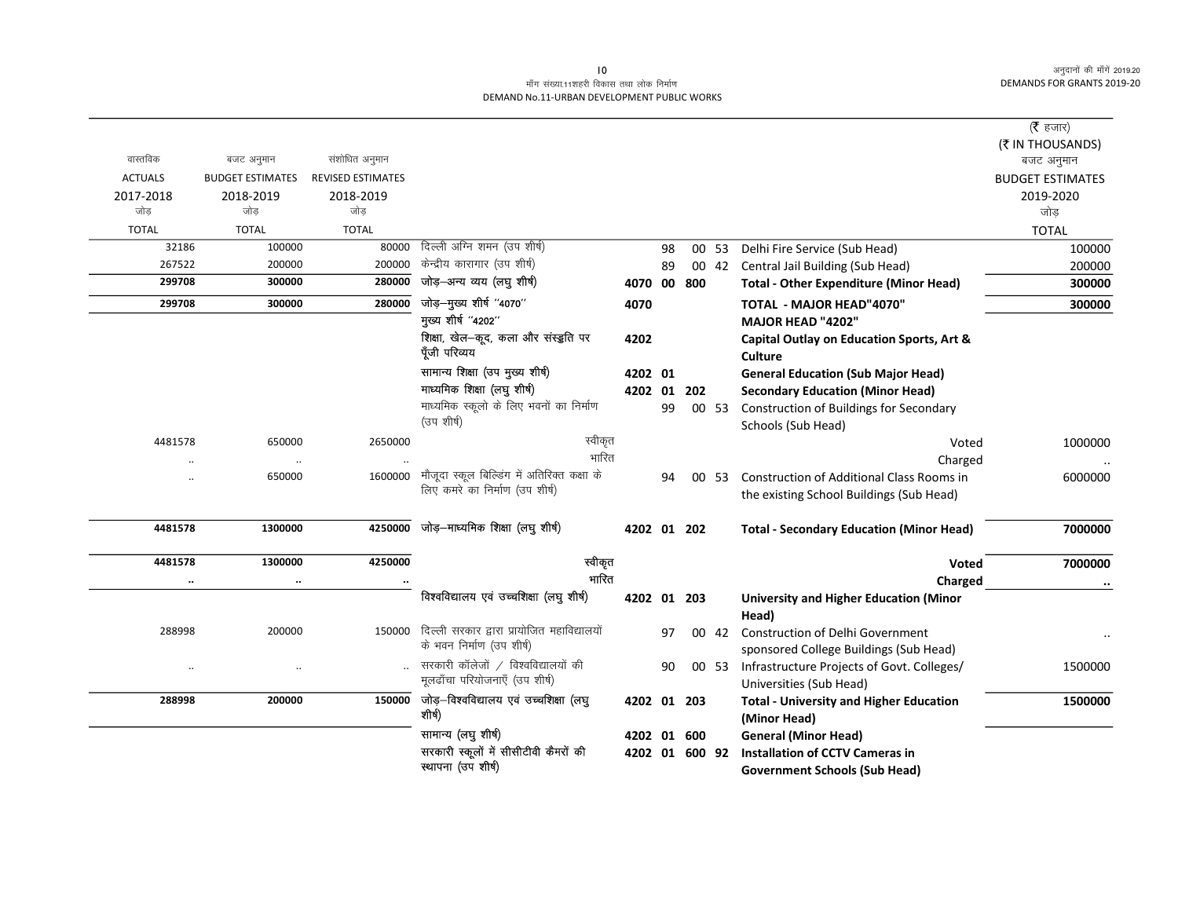मॉंग संख्या.11शहरी विकास तथा लोक निर्माण
DEMAND No.11-URBAN DEVELOPMENT PUBLIC WORKS

| वास्तविक ACTUALS 2017-2018 जोड़ TOTAL | बजट अनुमान BUDGET ESTIMATES 2018-2019 जोड़ TOTAL | संशोधित अनुमान REVISED ESTIMATES 2018-2019 जोड़ TOTAL | | | | | | | (₹ हजार) (₹ IN THOUSANDS) बजट अनुमान BUDGET ESTIMATES 2019-2020 जोड़ TOTAL |
|---|---|---|---|---|---|---|---|---|---|
| 32186 | 100000 | 80000 | दिल्ली अग्नि शमन (उप शीर्ष) | | 98 | 00 | 53 | Delhi Fire Service (Sub Head) | 100000 |
| 267522 | 200000 | 200000 | केन्द्रीय कारागार (उप शीर्ष) | | 89 | 00 | 42 | Central Jail Building (Sub Head) | 200000 |
| **299708** | **300000** | **280000** | **जोड़–अन्य व्यय (लघु शीर्ष)** | **4070** | **00** | **800** | | **Total - Other Expenditure (Minor Head)** | **300000** |
| **299708** | **300000** | **280000** | **जोड़–मुख्य शीर्ष "4070"** | **4070** | | | | **TOTAL - MAJOR HEAD"4070"** | **300000** |
| | | | **मुख्य शीर्ष "4202"** | | | | | **MAJOR HEAD "4202"** | |
| | | | **शिक्षा, खेल–कूद, कला और संस्कृति पर पूँजी परिव्यय** | **4202** | | | | **Capital Outlay on Education Sports, Art & Culture** | |
| | | | **सामान्य शिक्षा (उप मुख्य शीर्ष)** | **4202** | **01** | | | **General Education (Sub Major Head)** | |
| | | | **माध्यमिक शिक्षा (लघु शीर्ष)** | **4202** | **01** | **202** | | **Secondary Education (Minor Head)** | |
| | | | माध्यमिक स्कूलो के लिए भवनों का निर्माण (उप शीर्ष) | | 99 | 00 | 53 | Construction of Buildings for Secondary Schools (Sub Head) | |
| 4481578 | 650000 | 2650000 | स्वीकृत | | | | | Voted | 1000000 |
| .. | .. | .. | भारित | | | | | Charged | .. |
| .. | 650000 | 1600000 | मौजूदा स्कूल बिल्डिंग में अतिरिक्त कक्षा के लिए कमरे का निर्माण (उप शीर्ष) | | 94 | 00 | 53 | Construction of Additional Class Rooms in the existing School Buildings (Sub Head) | 6000000 |
| **4481578** | **1300000** | **4250000** | **जोड़–माध्यमिक शिक्षा (लघु शीर्ष)** | **4202** | **01** | **202** | | **Total - Secondary Education (Minor Head)** | **7000000** |
| **4481578** | **1300000** | **4250000** | **स्वीकृत** | | | | | **Voted** | **7000000** |
| **..** | **..** | **..** | **भारित** | | | | | **Charged** | **..** |
| | | | **विश्वविद्यालय एवं उच्चशिक्षा (लघु शीर्ष)** | **4202** | **01** | **203** | | **University and Higher Education (Minor Head)** | |
| 288998 | 200000 | 150000 | दिल्ली सरकार द्वारा प्रायोजित महाविद्यालयों के भवन निर्माण (उप शीर्ष) | | 97 | 00 | 42 | Construction of Delhi Government sponsored College Buildings (Sub Head) | .. |
| .. | .. | .. | सरकारी कॉलेजों / विश्वविद्यालयों की मूलढाँचा परियोजनाएँ (उप शीर्ष) | | 90 | 00 | 53 | Infrastructure Projects of Govt. Colleges/ Universities (Sub Head) | 1500000 |
| **288998** | **200000** | **150000** | **जोड़–विश्वविद्यालय एवं उच्चशिक्षा (लघु शीर्ष)** | **4202** | **01** | **203** | | **Total - University and Higher Education (Minor Head)** | **1500000** |
| | | | **सामान्य (लघु शीर्ष)** | **4202** | **01** | **600** | | **General (Minor Head)** | |
| | | | **सरकारी स्कूलों में सीसीटीवी कैमरों की स्थापना (उप शीर्ष)** | **4202** | **01** | **600** | **92** | **Installation of CCTV Cameras in Government Schools (Sub Head)** | |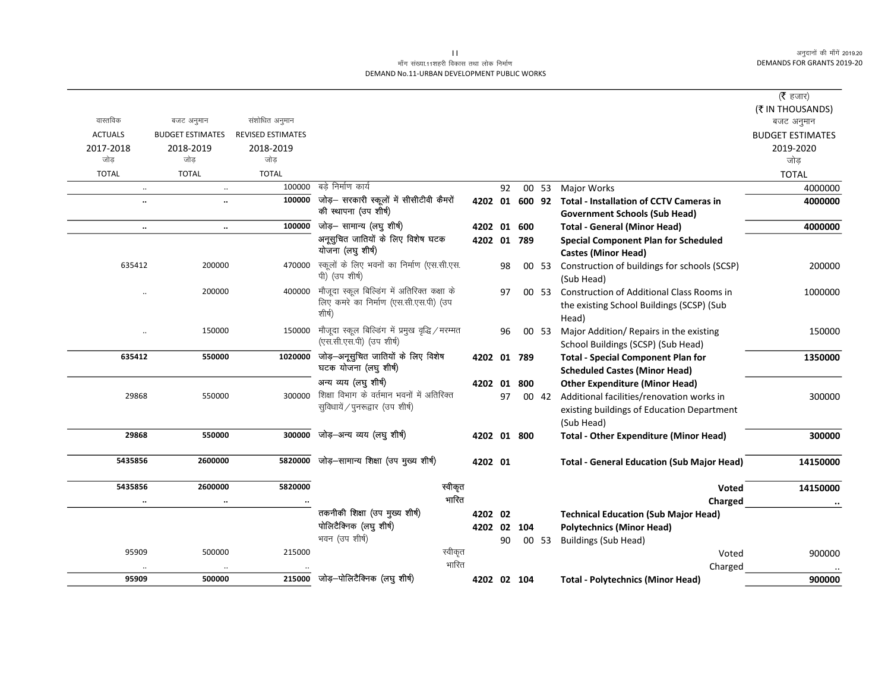मॉंग संख्या.11शहरी विकास तथा लोक निर्माण
DEMAND No.11-URBAN DEVELOPMENT PUBLIC WORKS

(₹ हजार)
(₹ IN THOUSANDS)

| वास्तविक ACTUALS 2017-2018 जोड़ TOTAL | बजट अनुमान BUDGET ESTIMATES 2018-2019 जोड़ TOTAL | संशोधित अनुमान REVISED ESTIMATES 2018-2019 जोड़ TOTAL | | | | | बजट अनुमान BUDGET ESTIMATES 2019-2020 जोड़ TOTAL |
|---|---|---|---|---|---|---|---|
| .. | .. | 100000 | बड़े निर्माण कार्य | 92 | 00 53 | Major Works | 4000000 |
| .. | .. | 100000 | जोड़– सरकारी स्कूलों में सीसीटीवी कैमरों की स्थापना (उप शीर्ष) | 4202 01 600 92 | | Total - Installation of CCTV Cameras in Government Schools (Sub Head) | 4000000 |
| .. | .. | 100000 | जोड़– सामान्य (लघु शीर्ष) | 4202 01 600 | | Total - General (Minor Head) | 4000000 |
| | | | अनूसुचित जातियों के लिए विशेष घटक योजना (लघु शीर्ष) | 4202 01 789 | | Special Component Plan for Scheduled Castes (Minor Head) | |
| 635412 | 200000 | 470000 | स्कूलों के लिए भवनों का निर्माण (एस.सी.एस.पी) (उप शीर्ष) | 98 | 00 53 | Construction of buildings for schools (SCSP) (Sub Head) | 200000 |
| .. | 200000 | 400000 | मौजूदा स्कूल बिल्डिंग में अतिरिक्त कक्षा के लिए कमरे का निर्माण (एस.सी.एस.पी) (उप शीर्ष) | 97 | 00 53 | Construction of Additional Class Rooms in the existing School Buildings (SCSP) (Sub Head) | 1000000 |
| .. | 150000 | 150000 | मौजूदा स्कूल बिल्डिंग में प्रमुख वृद्धि/मरम्मत (एस.सी.एस.पी) (उप शीर्ष) | 96 | 00 53 | Major Addition/ Repairs in the existing School Buildings (SCSP) (Sub Head) | 150000 |
| 635412 | 550000 | 1020000 | जोड़–अनूसुचित जातियों के लिए विशेष घटक योजना (लघु शीर्ष) | 4202 01 789 | | Total - Special Component Plan for Scheduled Castes (Minor Head) | 1350000 |
| | | | अन्य व्यय (लघु शीर्ष) | 4202 01 800 | | Other Expenditure (Minor Head) | |
| 29868 | 550000 | 300000 | शिक्षा विभाग के वर्तमान भवनों में अतिरिक्त सुविधायें/पुनरूद्वार (उप शीर्ष) | 97 | 00 42 | Additional facilities/renovation works in existing buildings of Education Department (Sub Head) | 300000 |
| 29868 | 550000 | 300000 | जोड़–अन्य व्यय (लघु शीर्ष) | 4202 01 800 | | Total - Other Expenditure (Minor Head) | 300000 |
| 5435856 | 2600000 | 5820000 | जोड़–सामान्य शिक्षा (उप मुख्य शीर्ष) | 4202 01 | | Total - General Education (Sub Major Head) | 14150000 |
| 5435856 | 2600000 | 5820000 | स्वीकृत | | | Voted | 14150000 |
| .. | .. | .. | भारित | | | Charged | .. |
| | | | तकनीकी शिक्षा (उप मुख्य शीर्ष) | 4202 02 | | Technical Education (Sub Major Head) | |
| | | | पोलिटैक्निक (लघु शीर्ष) | 4202 02 104 | | Polytechnics (Minor Head) | |
| | | | भवन (उप शीर्ष) | 90 | 00 53 | Buildings (Sub Head) | |
| 95909 | 500000 | 215000 | स्वीकृत | | | Voted | 900000 |
| .. | .. | .. | भारित | | | Charged | .. |
| 95909 | 500000 | 215000 | जोड़–पोलिटैक्निक (लघु शीर्ष) | 4202 02 104 | | Total - Polytechnics (Minor Head) | 900000 |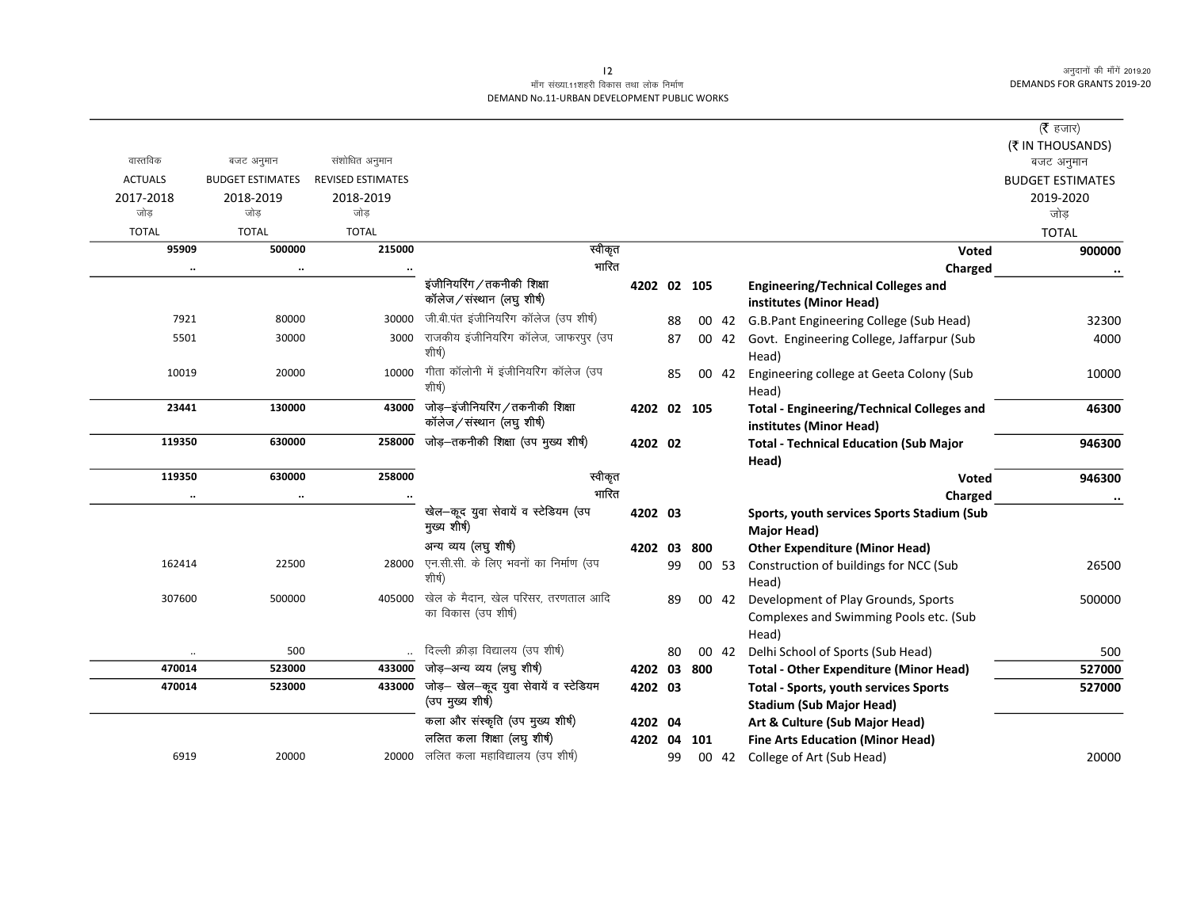माँग संख्या.11शहरी विकास तथा लोक निर्माण
DEMAND No.11-URBAN DEVELOPMENT PUBLIC WORKS

(₹ हजार)
(₹ IN THOUSANDS)

| वास्तविक ACTUALS 2017-2018 जोड़ TOTAL | बजट अनुमान BUDGET ESTIMATES 2018-2019 जोड़ TOTAL | संशोधित अनुमान REVISED ESTIMATES 2018-2019 जोड़ TOTAL | | | | | | | | बजट अनुमान BUDGET ESTIMATES 2019-2020 जोड़ TOTAL |
|---|---|---|---|---|---|---|---|---|---|---|
| **95909** | **500000** | **215000** | स्वीकृत | | | | | | **Voted** | **900000** |
| .. | .. | .. | भारित | | | | | | **Charged** | .. |
| | | | **इंजीनियरिंग/तकनीकी शिक्षा कॉलेज/संस्थान (लघु शीर्ष)** | **4202** | **02** | **105** | | | **Engineering/Technical Colleges and institutes (Minor Head)** | |
| 7921 | 80000 | 30000 | जी.बी.पंत इंजीनियरिंग कॉलेज (उप शीर्ष) | | 88 | | 00 | 42 | G.B.Pant Engineering College (Sub Head) | 32300 |
| 5501 | 30000 | 3000 | राजकीय इंजीनियरिंग कॉलेज, जाफरपुर (उप शीर्ष) | | 87 | | 00 | 42 | Govt. Engineering College, Jaffarpur (Sub Head) | 4000 |
| 10019 | 20000 | 10000 | गीता कॉलोनी में इंजीनियरिंग कॉलेज (उप शीर्ष) | | 85 | | 00 | 42 | Engineering college at Geeta Colony (Sub Head) | 10000 |
| **23441** | **130000** | **43000** | **जोड़–इंजीनियरिंग/तकनीकी शिक्षा कॉलेज/संस्थान (लघु शीर्ष)** | **4202** | **02** | **105** | | | **Total - Engineering/Technical Colleges and institutes (Minor Head)** | **46300** |
| **119350** | **630000** | **258000** | **जोड़–तकनीकी शिक्षा (उप मुख्य शीर्ष)** | **4202** | **02** | | | | **Total - Technical Education (Sub Major Head)** | **946300** |
| **119350** | **630000** | **258000** | स्वीकृत | | | | | | **Voted** | **946300** |
| .. | .. | .. | भारित | | | | | | **Charged** | .. |
| | | | **खेल–कूद युवा सेवायें व स्टेडियम (उप मुख्य शीर्ष)** | **4202** | **03** | | | | **Sports, youth services Sports Stadium (Sub Major Head)** | |
| | | | **अन्य व्यय (लघु शीर्ष)** | **4202** | **03** | **800** | | | **Other Expenditure (Minor Head)** | |
| 162414 | 22500 | 28000 | एन.सी.सी. के लिए भवनों का निर्माण (उप शीर्ष) | | 99 | | 00 | 53 | Construction of buildings for NCC (Sub Head) | 26500 |
| 307600 | 500000 | 405000 | खेल के मैदान, खेल परिसर, तरणताल आदि का विकास (उप शीर्ष) | | 89 | | 00 | 42 | Development of Play Grounds, Sports Complexes and Swimming Pools etc. (Sub Head) | 500000 |
| .. | 500 | .. | दिल्ली क्रीड़ा विद्यालय (उप शीर्ष) | | 80 | | 00 | 42 | Delhi School of Sports (Sub Head) | 500 |
| **470014** | **523000** | **433000** | **जोड़–अन्य व्यय (लघु शीर्ष)** | **4202** | **03** | **800** | | | **Total - Other Expenditure (Minor Head)** | **527000** |
| **470014** | **523000** | **433000** | **जोड़– खेल–कूद युवा सेवायें व स्टेडियम (उप मुख्य शीर्ष)** | **4202** | **03** | | | | **Total - Sports, youth services Sports Stadium (Sub Major Head)** | **527000** |
| | | | **कला और संस्कृति (उप मुख्य शीर्ष)** | **4202** | **04** | | | | **Art & Culture (Sub Major Head)** | |
| | | | **ललित कला शिक्षा (लघु शीर्ष)** | **4202** | **04** | **101** | | | **Fine Arts Education (Minor Head)** | |
| 6919 | 20000 | 20000 | ललित कला महाविद्यालय (उप शीर्ष) | | 99 | | 00 | 42 | College of Art (Sub Head) | 20000 |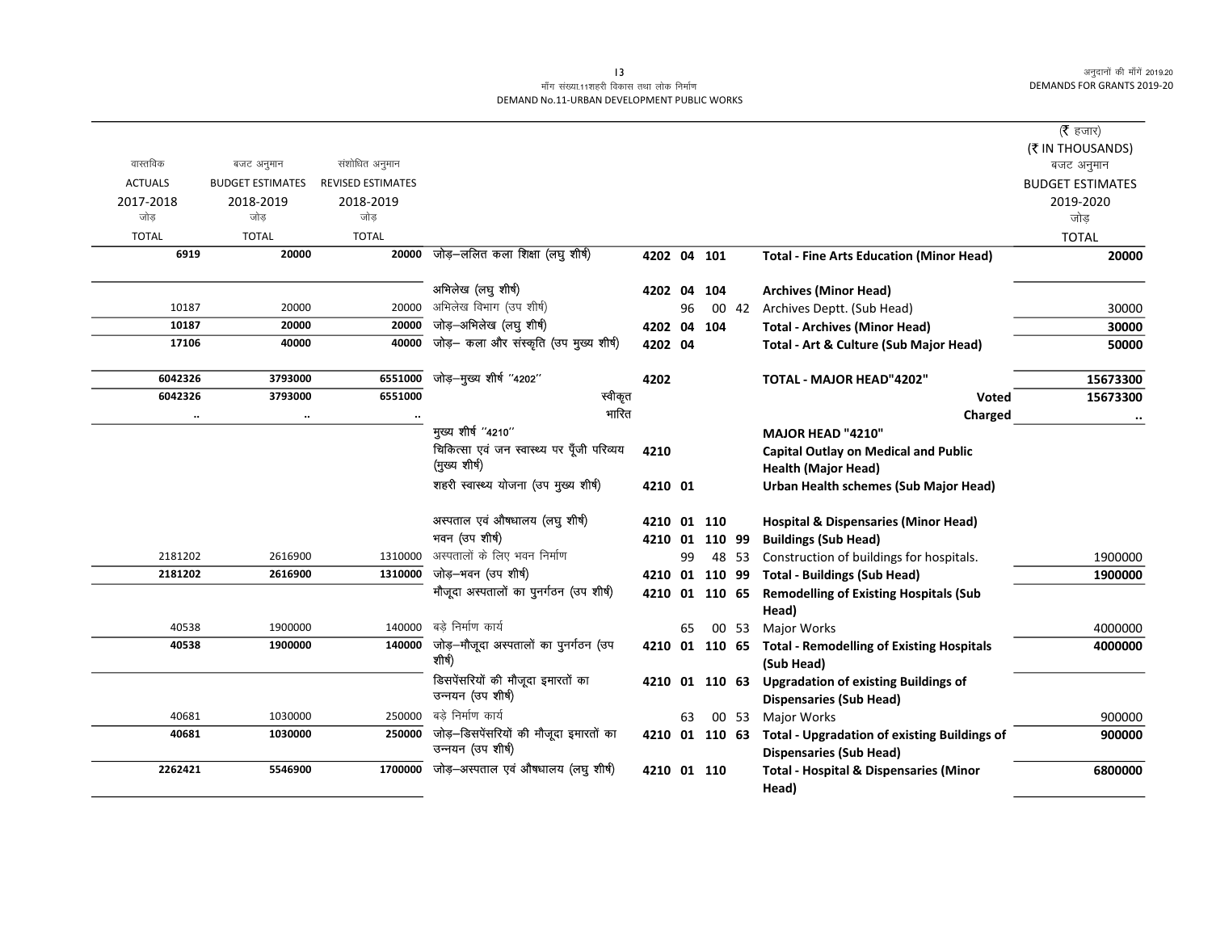मॉंग संख्या.11शहरी विकास तथा लोक निर्माण
DEMAND No.11-URBAN DEVELOPMENT PUBLIC WORKS

(₹ हजार)
(₹ IN THOUSANDS)

| वास्तविक ACTUALS 2017-2018 जोड़ TOTAL | बजट अनुमान BUDGET ESTIMATES 2018-2019 जोड़ TOTAL | संशोधित अनुमान REVISED ESTIMATES 2018-2019 जोड़ TOTAL | | | | | | | बजट अनुमान BUDGET ESTIMATES 2019-2020 जोड़ TOTAL |
|---|---|---|---|---|---|---|---|---|---|
| **6919** | **20000** | **20000** | जोड़–ललित कला शिक्षा (लघु शीर्ष) | **4202** | **04** | **101** | | **Total - Fine Arts Education (Minor Head)** | **20000** |
| | | | अभिलेख (लघु शीर्ष) | **4202** | **04** | **104** | | **Archives (Minor Head)** | |
| 10187 | 20000 | 20000 | अभिलेख विभाग (उप शीर्ष) | | 96 | 00 | 42 | Archives Deptt. (Sub Head) | 30000 |
| **10187** | **20000** | **20000** | जोड़–अभिलेख (लघु शीर्ष) | **4202** | **04** | **104** | | **Total - Archives (Minor Head)** | **30000** |
| **17106** | **40000** | **40000** | जोड़– कला और संस्कृति (उप मुख्य शीर्ष) | **4202** | **04** | | | **Total - Art & Culture (Sub Major Head)** | **50000** |
| **6042326** | **3793000** | **6551000** | जोड़–मुख्य शीर्ष ''4202'' | **4202** | | | | **TOTAL - MAJOR HEAD"4202"** | **15673300** |
| **6042326** | **3793000** | **6551000** | स्वीकृत | | | | | **Voted** | **15673300** |
| .. | .. | .. | भारित | | | | | **Charged** | .. |
| | | | मुख्य शीर्ष ''4210'' | | | | | **MAJOR HEAD "4210"** | |
| | | | चिकित्सा एवं जन स्वास्थ्य पर पूँजी परिव्यय (मुख्य शीर्ष) | **4210** | | | | **Capital Outlay on Medical and Public Health (Major Head)** | |
| | | | शहरी स्वास्थ्य योजना (उप मुख्य शीर्ष) | **4210** | **01** | | | **Urban Health schemes (Sub Major Head)** | |
| | | | अस्पताल एवं औषधालय (लघु शीर्ष) | **4210** | **01** | **110** | | **Hospital & Dispensaries (Minor Head)** | |
| | | | भवन (उप शीर्ष) | **4210** | **01** | **110** | **99** | **Buildings (Sub Head)** | |
| 2181202 | 2616900 | 1310000 | अस्पतालों के लिए भवन निर्माण | | 99 | 48 | 53 | Construction of buildings for hospitals. | 1900000 |
| **2181202** | **2616900** | **1310000** | जोड़–भवन (उप शीर्ष) | **4210** | **01** | **110** | **99** | **Total - Buildings (Sub Head)** | **1900000** |
| | | | मौजूदा अस्पतालों का पुनर्गठन (उप शीर्ष) | **4210** | **01** | **110** | **65** | **Remodelling of Existing Hospitals (Sub Head)** | |
| 40538 | 1900000 | 140000 | बड़े निर्माण कार्य | | 65 | 00 | 53 | Major Works | 4000000 |
| **40538** | **1900000** | **140000** | जोड़–मौजूदा अस्पतालों का पुनर्गठन (उप शीर्ष) | **4210** | **01** | **110** | **65** | **Total - Remodelling of Existing Hospitals (Sub Head)** | **4000000** |
| | | | डिसपेंसरियों की मौजूदा इमारतों का उन्नयन (उप शीर्ष) | **4210** | **01** | **110** | **63** | **Upgradation of existing Buildings of Dispensaries (Sub Head)** | |
| 40681 | 1030000 | 250000 | बड़े निर्माण कार्य | | 63 | 00 | 53 | Major Works | 900000 |
| **40681** | **1030000** | **250000** | जोड़–डिसपेंसरियों की मौजूदा इमारतों का उन्नयन (उप शीर्ष) | **4210** | **01** | **110** | **63** | **Total - Upgradation of existing Buildings of Dispensaries (Sub Head)** | **900000** |
| **2262421** | **5546900** | **1700000** | जोड़–अस्पताल एवं औषधालय (लघु शीर्ष) | **4210** | **01** | **110** | | **Total - Hospital & Dispensaries (Minor Head)** | **6800000** |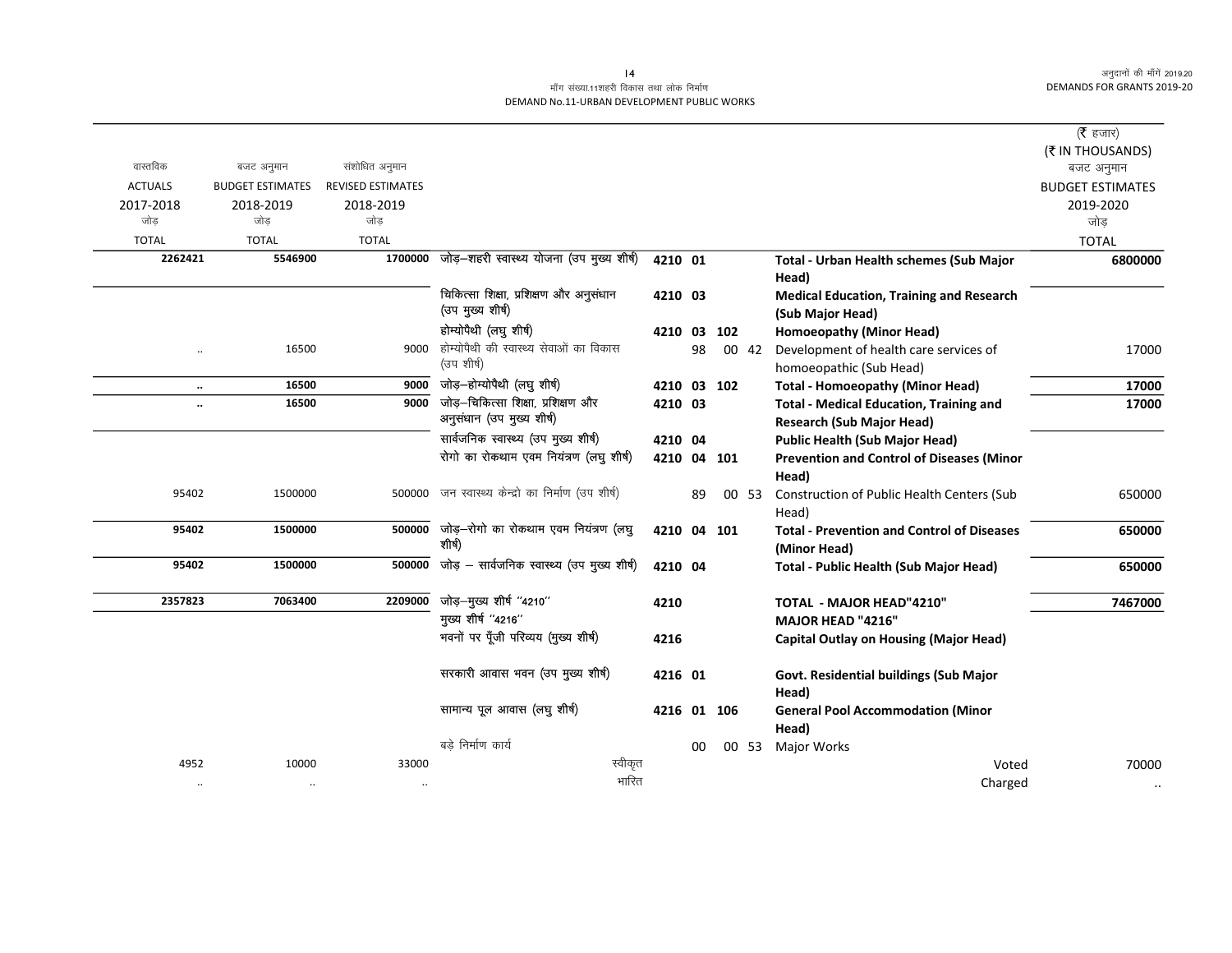माँग संख्या.11शहरी विकास तथा लोक निर्माण
DEMAND No.11-URBAN DEVELOPMENT PUBLIC WORKS

(₹ हजार)
(₹ IN THOUSANDS)

| वास्तविक ACTUALS 2017-2018 जोड़ TOTAL | बजट अनुमान BUDGET ESTIMATES 2018-2019 जोड़ TOTAL | संशोधित अनुमान REVISED ESTIMATES 2018-2019 जोड़ TOTAL | | | | | | | | बजट अनुमान BUDGET ESTIMATES 2019-2020 जोड़ TOTAL |
|---|---|---|---|---|---|---|---|---|---|---|
| **2262421** | **5546900** | **1700000** | जोड़–शहरी स्वास्थ्य योजना (उप मुख्य शीर्ष) | **4210** | **01** | | | | **Total - Urban Health schemes (Sub Major Head)** | **6800000** |
| | | | चिकित्सा शिक्षा, प्रशिक्षण और अनुसंधान (उप मुख्य शीर्ष) | **4210** | **03** | | | | **Medical Education, Training and Research (Sub Major Head)** | |
| | | | होम्योपैथी (लघु शीर्ष) | **4210** | **03** | **102** | | | **Homoeopathy (Minor Head)** | |
| .. | 16500 | 9000 | होम्योपैथी की स्वास्थ्य सेवाओं का विकास (उप शीर्ष) | | 98 | | 00 | 42 | Development of health care services of homoeopathic (Sub Head) | 17000 |
| **..** | **16500** | **9000** | जोड़–होम्योपैथी (लघु शीर्ष) | **4210** | **03** | **102** | | | **Total - Homoeopathy (Minor Head)** | **17000** |
| **..** | **16500** | **9000** | जोड़–चिकित्सा शिक्षा, प्रशिक्षण और अनुसंधान (उप मुख्य शीर्ष) | **4210** | **03** | | | | **Total - Medical Education, Training and Research (Sub Major Head)** | **17000** |
| | | | सार्वजनिक स्वास्थ्य (उप मुख्य शीर्ष) | **4210** | **04** | | | | **Public Health (Sub Major Head)** | |
| | | | रोगो का रोकथाम एवम नियंत्रण (लघु शीर्ष) | **4210** | **04** | **101** | | | **Prevention and Control of Diseases (Minor Head)** | |
| 95402 | 1500000 | 500000 | जन स्वास्थ्य केन्द्रो का निर्माण (उप शीर्ष) | | 89 | | 00 | 53 | Construction of Public Health Centers (Sub Head) | 650000 |
| **95402** | **1500000** | **500000** | जोड़–रोगो का रोकथाम एवम नियंत्रण (लघु शीर्ष) | **4210** | **04** | **101** | | | **Total - Prevention and Control of Diseases (Minor Head)** | **650000** |
| **95402** | **1500000** | **500000** | जोड़ – सार्वजनिक स्वास्थ्य (उप मुख्य शीर्ष) | **4210** | **04** | | | | **Total - Public Health (Sub Major Head)** | **650000** |
| **2357823** | **7063400** | **2209000** | जोड़–मुख्य शीर्ष "4210" | **4210** | | | | | **TOTAL - MAJOR HEAD"4210"** | **7467000** |
| | | | मुख्य शीर्ष "4216" | | | | | | **MAJOR HEAD "4216"** | |
| | | | भवनों पर पूँजी परिव्यय (मुख्य शीर्ष) | **4216** | | | | | **Capital Outlay on Housing (Major Head)** | |
| | | | सरकारी आवास भवन (उप मुख्य शीर्ष) | **4216** | **01** | | | | **Govt. Residential buildings (Sub Major Head)** | |
| | | | सामान्य पूल आवास (लघु शीर्ष) | **4216** | **01** | **106** | | | **General Pool Accommodation (Minor Head)** | |
| | | | बड़े निर्माण कार्य | | 00 | | 00 | 53 | Major Works | |
| 4952 | 10000 | 33000 | स्वीकृत | | | | | | Voted | 70000 |
| .. | .. | .. | भारित | | | | | | Charged | .. |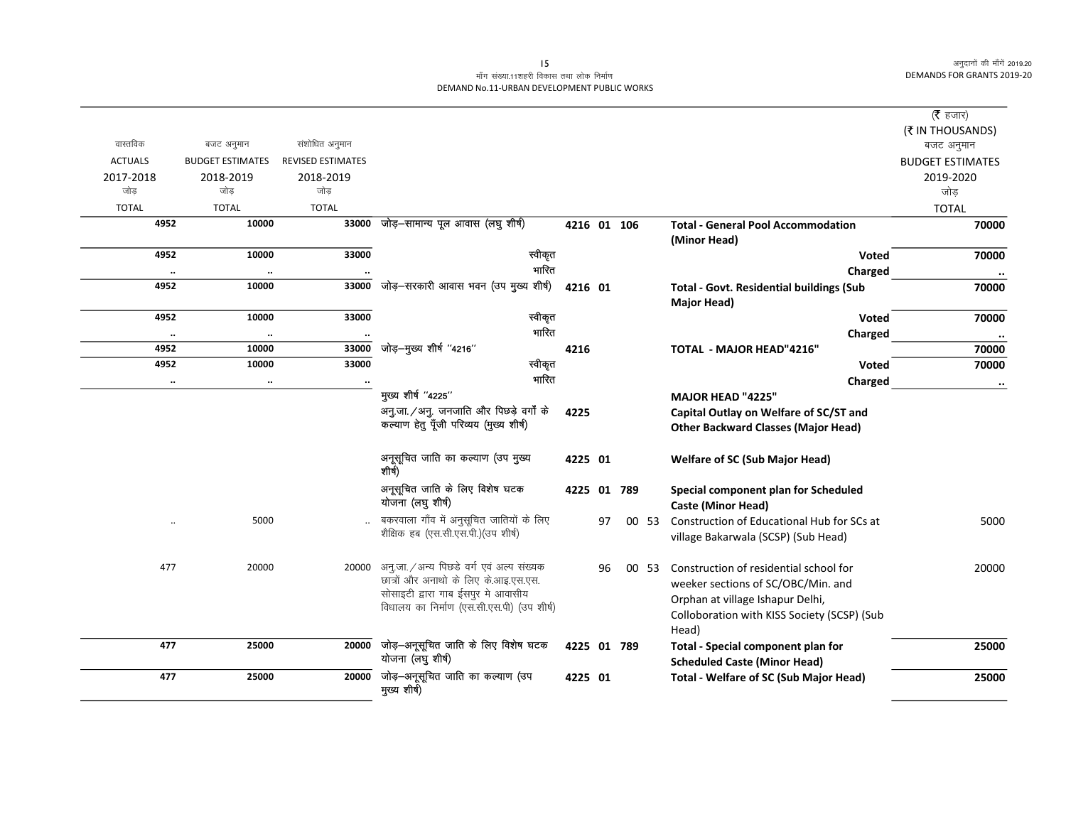| वास्तविक ACTUALS 2017-2018 जोड़ TOTAL | बजट अनुमान BUDGET ESTIMATES 2018-2019 जोड़ TOTAL | संशोधित अनुमान REVISED ESTIMATES 2018-2019 जोड़ TOTAL | | | | | | | (₹ हजार) (₹ IN THOUSANDS) बजट अनुमान BUDGET ESTIMATES 2019-2020 जोड़ TOTAL |
|---|---|---|---|---|---|---|---|---|---|
| 4952 | 10000 | 33000 | जोड़–सामान्य पूल आवास (लघु शीर्ष) | 4216 | 01 | 106 | | Total - General Pool Accommodation (Minor Head) | 70000 |
| 4952 | 10000 | 33000 | स्वीकृत | | | | | Voted | 70000 |
| .. | .. | .. | भारित | | | | | Charged | .. |
| 4952 | 10000 | 33000 | जोड़–सरकारी आवास भवन (उप मुख्य शीर्ष) | 4216 | 01 | | | Total - Govt. Residential buildings (Sub Major Head) | 70000 |
| 4952 | 10000 | 33000 | स्वीकृत | | | | | Voted | 70000 |
| .. | .. | .. | भारित | | | | | Charged | .. |
| 4952 | 10000 | 33000 | जोड़–मुख्य शीर्ष ''4216'' | 4216 | | | | TOTAL - MAJOR HEAD"4216" | 70000 |
| 4952 | 10000 | 33000 | स्वीकृत | | | | | Voted | 70000 |
| .. | .. | .. | भारित | | | | | Charged | .. |
| | | | मुख्य शीर्ष ''4225'' | | | | | MAJOR HEAD "4225" | |
| | | | अनु.जा./अनु. जनजाति और पिछड़े वर्गों के कल्याण हेतु पूँजी परिव्यय (मुख्य शीर्ष) | 4225 | | | | Capital Outlay on Welfare of SC/ST and Other Backward Classes (Major Head) | |
| | | | अनूसूचित जाति का कल्याण (उप मुख्य शीर्ष) | 4225 | 01 | | | Welfare of SC (Sub Major Head) | |
| | | | अनूसूचित जाति के लिए विशेष घटक योजना (लघु शीर्ष) | 4225 | 01 | 789 | | Special component plan for Scheduled Caste (Minor Head) | |
| .. | 5000 | .. | बकरवाला गाँव में अनुसूचित जातियों के लिए शैक्षिक हब (एस.सी.एस.पी.)(उप शीर्ष) | | 97 | | 00 53 | Construction of Educational Hub for SCs at village Bakarwala (SCSP) (Sub Head) | 5000 |
| 477 | 20000 | 20000 | अनु.जा./अन्य पिछडे वर्ग एवं अल्प संख्यक छात्रों और अनाथो के लिए के.आइ.एस.एस. सोसाइटी द्वारा गाब ईसपुर मे आवासीय विधालय का निर्माण (एस.सी.एस.पी) (उप शीर्ष) | | 96 | | 00 53 | Construction of residential school for weeker sections of SC/OBC/Min. and Orphan at village Ishapur Delhi, Colloboration with KISS Society (SCSP) (Sub Head) | 20000 |
| 477 | 25000 | 20000 | जोड़–अनूसूचित जाति के लिए विशेष घटक योजना (लघु शीर्ष) | 4225 | 01 | 789 | | Total - Special component plan for Scheduled Caste (Minor Head) | 25000 |
| 477 | 25000 | 20000 | जोड़–अनूसूचित जाति का कल्याण (उप मुख्य शीर्ष) | 4225 | 01 | | | Total - Welfare of SC (Sub Major Head) | 25000 |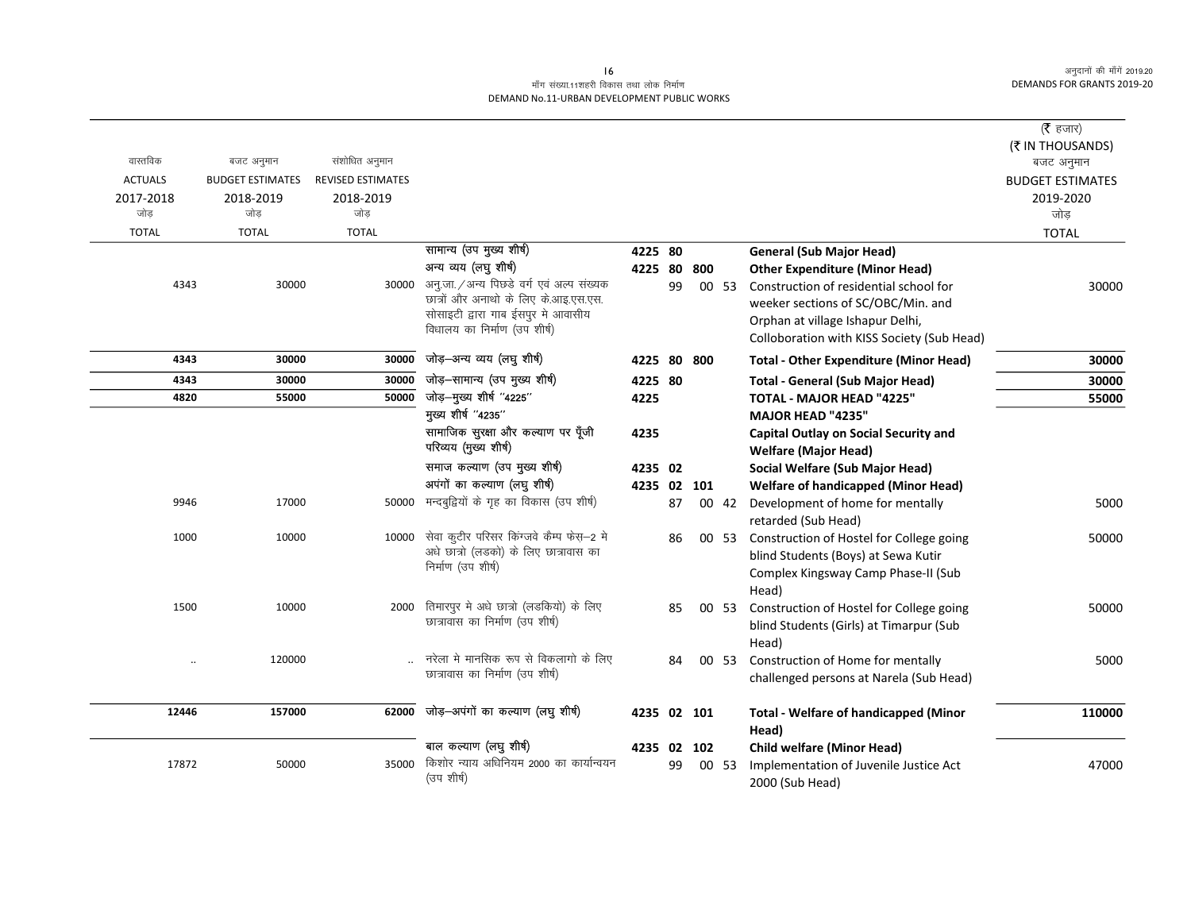| वास्तविक ACTUALS 2017-2018 जोड़ TOTAL | बजट अनुमान BUDGET ESTIMATES 2018-2019 जोड़ TOTAL | संशोधित अनुमान REVISED ESTIMATES 2018-2019 जोड़ TOTAL | | | | | | | (₹ हजार) (₹ IN THOUSANDS) बजट अनुमान BUDGET ESTIMATES 2019-2020 जोड़ TOTAL |
|---|---|---|---|---|---|---|---|---|---|
| | | | सामान्य (उप मुख्य शीर्ष) | 4225 | 80 | | | **General (Sub Major Head)** | |
| | | | अन्य व्यय (लघु शीर्ष) | 4225 | 80 | 800 | | **Other Expenditure (Minor Head)** | |
| 4343 | 30000 | 30000 | अनु.जा./अन्य पिछडे वर्ग एवं अल्प संख्यक छात्रों और अनाथो के लिए के.आइ.एस.एस. सोसाइटी द्वारा गाब ईसपुर मे आवासीय विधालय का निर्माण (उप शीर्ष) | | 99 | 00 | 53 | Construction of residential school for weeker sections of SC/OBC/Min. and Orphan at village Ishapur Delhi, Colloboration with KISS Society (Sub Head) | 30000 |
| **4343** | **30000** | **30000** | जोड़–अन्य व्यय (लघु शीर्ष) | 4225 | 80 | 800 | | **Total - Other Expenditure (Minor Head)** | **30000** |
| **4343** | **30000** | **30000** | जोड़–सामान्य (उप मुख्य शीर्ष) | 4225 | 80 | | | **Total - General (Sub Major Head)** | **30000** |
| **4820** | **55000** | **50000** | जोड़–मुख्य शीर्ष "4225" | 4225 | | | | **TOTAL - MAJOR HEAD "4225"** | **55000** |
| | | | मुख्य शीर्ष "4235" | | | | | **MAJOR HEAD "4235"** | |
| | | | सामाजिक सुरक्षा और कल्याण पर पूँजी परिव्यय (मुख्य शीर्ष) | 4235 | | | | **Capital Outlay on Social Security and Welfare (Major Head)** | |
| | | | समाज कल्याण (उप मुख्य शीर्ष) | 4235 | 02 | | | **Social Welfare (Sub Major Head)** | |
| | | | अपंगों का कल्याण (लघु शीर्ष) | 4235 | 02 | 101 | | **Welfare of handicapped (Minor Head)** | |
| 9946 | 17000 | 50000 | मन्दबुद्वियों के गृह का विकास (उप शीर्ष) | | 87 | 00 | 42 | Development of home for mentally retarded (Sub Head) | 5000 |
| 1000 | 10000 | 10000 | सेवा कुटीर परिसर किंग्जवे कैम्प फेस–2 मे अधे छात्रो (लडको) के लिए छात्रावास का निर्माण (उप शीर्ष) | | 86 | 00 | 53 | Construction of Hostel for College going blind Students (Boys) at Sewa Kutir Complex Kingsway Camp Phase-II (Sub Head) | 50000 |
| 1500 | 10000 | 2000 | तिमारपुर मे अधे छात्रो (लडकियो) के लिए छात्रावास का निर्माण (उप शीर्ष) | | 85 | 00 | 53 | Construction of Hostel for College going blind Students (Girls) at Timarpur (Sub Head) | 50000 |
| .. | 120000 | .. | नरेला मे मानसिक रूप से विकलागो के लिए छात्रावास का निर्माण (उप शीर्ष) | | 84 | 00 | 53 | Construction of Home for mentally challenged persons at Narela (Sub Head) | 5000 |
| **12446** | **157000** | **62000** | जोड़–अपंगों का कल्याण (लघु शीर्ष) | 4235 | 02 | 101 | | **Total - Welfare of handicapped (Minor Head)** | **110000** |
| | | | बाल कल्याण (लघु शीर्ष) | 4235 | 02 | 102 | | **Child welfare (Minor Head)** | |
| 17872 | 50000 | 35000 | किशोर न्याय अधिनियम 2000 का कार्यान्वयन (उप शीर्ष) | | 99 | 00 | 53 | Implementation of Juvenile Justice Act 2000 (Sub Head) | 47000 |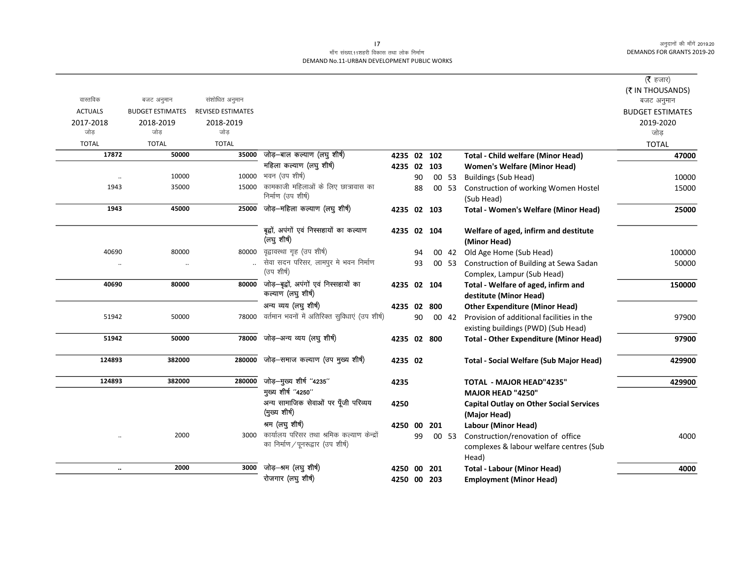मॉंग संख्या.11शहरी विकास तथा लोक निर्माण
DEMAND No.11-URBAN DEVELOPMENT PUBLIC WORKS

| वास्तविक ACTUALS 2017-2018 जोड़ TOTAL | बजट अनुमान BUDGET ESTIMATES 2018-2019 जोड़ TOTAL | संशोधित अनुमान REVISED ESTIMATES 2018-2019 जोड़ TOTAL | | | | | | | (₹ हजार) (₹ IN THOUSANDS) बजट अनुमान BUDGET ESTIMATES 2019-2020 जोड़ TOTAL |
|---|---|---|---|---|---|---|---|---|---|
| **17872** | **50000** | **35000** | जोड़–बाल कल्याण (लघु शीर्ष) | 4235 | 02 | 102 | | **Total - Child welfare (Minor Head)** | **47000** |
| | | | महिला कल्याण (लघु शीर्ष) | 4235 | 02 | 103 | | **Women's Welfare (Minor Head)** | |
| .. | 10000 | 10000 | भवन (उप शीर्ष) | | 90 | | 00 53 | Buildings (Sub Head) | 10000 |
| 1943 | 35000 | 15000 | कामकाजी महिलाओं के लिए छात्रावास का निर्माण (उप शीर्ष) | | 88 | | 00 53 | Construction of working Women Hostel (Sub Head) | 15000 |
| **1943** | **45000** | **25000** | जोड़–महिला कल्याण (लघु शीर्ष) | 4235 | 02 | 103 | | **Total - Women's Welfare (Minor Head)** | **25000** |
| | | | बृद्धों, अपंगों एवं निस्सहायों का कल्याण (लघु शीर्ष) | 4235 | 02 | 104 | | **Welfare of aged, infirm and destitute (Minor Head)** | |
| 40690 | 80000 | 80000 | वृद्वावस्था गृह (उप शीर्ष) | | 94 | | 00 42 | Old Age Home (Sub Head) | 100000 |
| .. | .. | .. | सेवा सदन परिसर, लामपुर मे भवन निर्माण (उप शीर्ष) | | 93 | | 00 53 | Construction of Building at Sewa Sadan Complex, Lampur (Sub Head) | 50000 |
| **40690** | **80000** | **80000** | जोड़–बृद्धों, अपंगों एवं निस्सहायों का कल्याण (लघु शीर्ष) | 4235 | 02 | 104 | | **Total - Welfare of aged, infirm and destitute (Minor Head)** | **150000** |
| | | | अन्य व्यय (लघु शीर्ष) | 4235 | 02 | 800 | | **Other Expenditure (Minor Head)** | |
| 51942 | 50000 | 78000 | वर्तमान भवनों में अतिरिक्त सुविधाएं (उप शीर्ष) | | 90 | | 00 42 | Provision of additional facilities in the existing buildings (PWD) (Sub Head) | 97900 |
| **51942** | **50000** | **78000** | जोड़–अन्य व्यय (लघु शीर्ष) | 4235 | 02 | 800 | | **Total - Other Expenditure (Minor Head)** | **97900** |
| **124893** | **382000** | **280000** | जोड़–समाज कल्याण (उप मुख्य शीर्ष) | 4235 | 02 | | | **Total - Social Welfare (Sub Major Head)** | **429900** |
| **124893** | **382000** | **280000** | जोड़–मुख्य शीर्ष ''4235'' | 4235 | | | | **TOTAL - MAJOR HEAD"4235"** | **429900** |
| | | | मुख्य शीर्ष ''4250'' | | | | | **MAJOR HEAD "4250"** | |
| | | | अन्य सामाजिक सेवाओं पर पूँजी परिव्यय (मुख्य शीर्ष) | 4250 | | | | **Capital Outlay on Other Social Services (Major Head)** | |
| | | | श्रम (लघु शीर्ष) | 4250 | 00 | 201 | | **Labour (Minor Head)** | |
| .. | 2000 | 3000 | कार्यालय परिसर तथा श्रमिक कल्याण केन्द्रों का निर्माण/पूनरूद्वार (उप शीर्ष) | | 99 | | 00 53 | Construction/renovation of office complexes & labour welfare centres (Sub Head) | 4000 |
| **..** | **2000** | **3000** | जोड़–श्रम (लघु शीर्ष) | 4250 | 00 | 201 | | **Total - Labour (Minor Head)** | **4000** |
| | | | रोजगार (लघु शीर्ष) | 4250 | 00 | 203 | | **Employment (Minor Head)** | |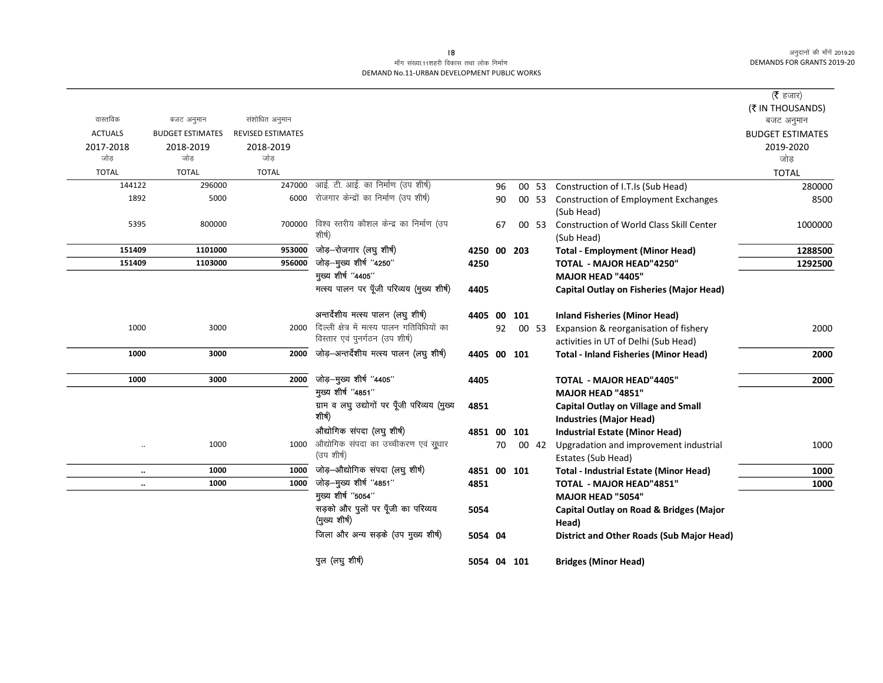माँग संख्या.11शहरी विकास तथा लोक निर्माण
DEMAND No.11-URBAN DEVELOPMENT PUBLIC WORKS

(₹ हजार)
(₹ IN THOUSANDS)

| वास्तविक ACTUALS 2017-2018 जोड़ TOTAL | बजट अनुमान BUDGET ESTIMATES 2018-2019 जोड़ TOTAL | संशोधित अनुमान REVISED ESTIMATES 2018-2019 जोड़ TOTAL | | | | | | | बजट अनुमान BUDGET ESTIMATES 2019-2020 जोड़ TOTAL |
|---|---|---|---|---|---|---|---|---|---|
| 144122 | 296000 | 247000 | आई. टी. आई. का निर्माण (उप शीर्ष) | | 96 | 00 | 53 | Construction of I.T.Is (Sub Head) | 280000 |
| 1892 | 5000 | 6000 | रोजगार केन्द्रों का निर्माण (उप शीर्ष) | | 90 | 00 | 53 | Construction of Employment Exchanges (Sub Head) | 8500 |
| 5395 | 800000 | 700000 | विश्व स्तरीय कौशल केन्द्र का निर्माण (उप शीर्ष) | | 67 | 00 | 53 | Construction of World Class Skill Center (Sub Head) | 1000000 |
| **151409** | **1101000** | **953000** | जोड़–रोजगार (लघु शीर्ष) | **4250** | **00** | **203** | | **Total - Employment (Minor Head)** | **1288500** |
| **151409** | **1103000** | **956000** | जोड़–मुख्य शीर्ष ''4250'' | **4250** | | | | **TOTAL - MAJOR HEAD"4250"** | **1292500** |
| | | | मुख्य शीर्ष ''4405'' | | | | | **MAJOR HEAD "4405"** | |
| | | | मत्स्य पालन पर पूँजी परिव्यय (मुख्य शीर्ष) | **4405** | | | | **Capital Outlay on Fisheries (Major Head)** | |
| | | | अन्तर्देशीय मत्स्य पालन (लघु शीर्ष) | **4405** | **00** | **101** | | **Inland Fisheries (Minor Head)** | |
| 1000 | 3000 | 2000 | दिल्ली क्षेत्र में मत्स्य पालन गतिविधियों का विस्तार एवं पुनर्गठन (उप शीर्ष) | | 92 | 00 | 53 | Expansion & reorganisation of fishery activities in UT of Delhi (Sub Head) | 2000 |
| **1000** | **3000** | **2000** | जोड़–अन्तर्देशीय मत्स्य पालन (लघु शीर्ष) | **4405** | **00** | **101** | | **Total - Inland Fisheries (Minor Head)** | **2000** |
| **1000** | **3000** | **2000** | जोड़–मुख्य शीर्ष ''4405'' | **4405** | | | | **TOTAL - MAJOR HEAD"4405"** | **2000** |
| | | | मुख्य शीर्ष ''4851'' | | | | | **MAJOR HEAD "4851"** | |
| | | | ग्राम व लघु उद्योगों पर पूँजी परिव्यय (मुख्य शीर्ष) | **4851** | | | | **Capital Outlay on Village and Small Industries (Major Head)** | |
| | | | औद्योगिक संपदा (लघु शीर्ष) | **4851** | **00** | **101** | | **Industrial Estate (Minor Head)** | |
| .. | 1000 | 1000 | औद्योगिक संपदा का उच्चीकरण एवं सुधार (उप शीर्ष) | | 70 | 00 | 42 | Upgradation and improvement industrial Estates (Sub Head) | 1000 |
| **..** | **1000** | **1000** | जोड़–औद्योगिक संपदा (लघु शीर्ष) | **4851** | **00** | **101** | | **Total - Industrial Estate (Minor Head)** | **1000** |
| **..** | **1000** | **1000** | जोड़–मुख्य शीर्ष ''4851'' | **4851** | | | | **TOTAL - MAJOR HEAD"4851"** | **1000** |
| | | | मुख्य शीर्ष ''5054'' | | | | | **MAJOR HEAD "5054"** | |
| | | | सड़को और पुलों पर पूँजी का परिव्यय (मुख्य शीर्ष) | **5054** | | | | **Capital Outlay on Road & Bridges (Major Head)** | |
| | | | जिला और अन्य सड़के (उप मुख्य शीर्ष) | **5054** | **04** | | | **District and Other Roads (Sub Major Head)** | |
| | | | पुल (लघु शीर्ष) | **5054** | **04** | **101** | | **Bridges (Minor Head)** | |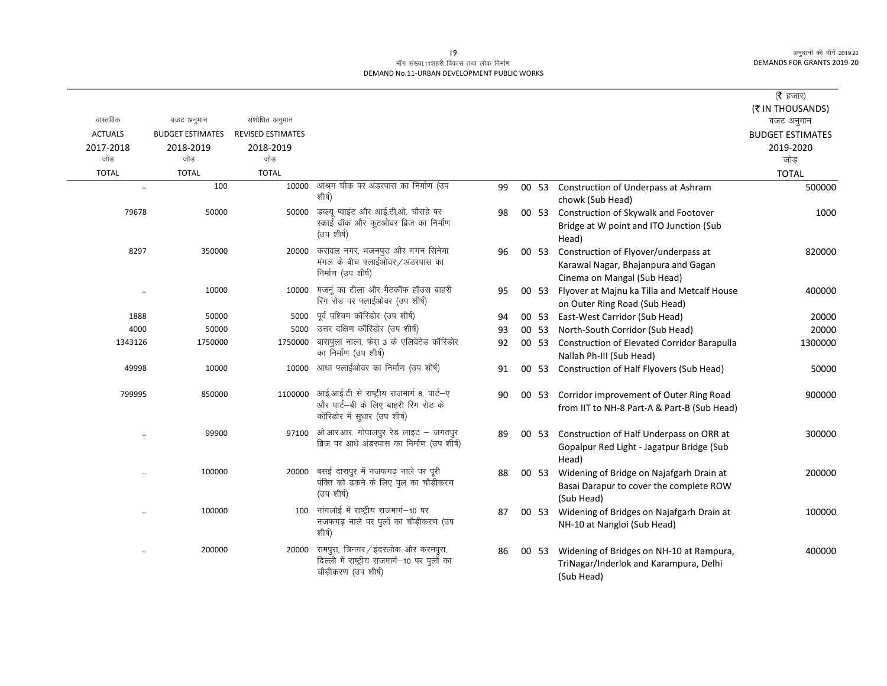मॉंग संख्या.11शहरी विकास तथा लोक निर्माण
DEMAND No.11-URBAN DEVELOPMENT PUBLIC WORKS

| वास्तविक ACTUALS 2017-2018 जोड़ TOTAL | बजट अनुमान BUDGET ESTIMATES 2018-2019 जोड़ TOTAL | संशोधित अनुमान REVISED ESTIMATES 2018-2019 जोड़ TOTAL | | | | | | (₹ हजार) (₹ IN THOUSANDS) बजट अनुमान BUDGET ESTIMATES 2019-2020 जोड़ TOTAL |
|---|---|---|---|---|---|---|---|---|
| .. | 100 | 10000 | आश्रम चौक पर अंडरपास का निर्माण (उप शीर्ष) | 99 | 00 | 53 | Construction of Underpass at Ashram chowk (Sub Head) | 500000 |
| 79678 | 50000 | 50000 | डब्ल्यू प्वाइंट और आई.टी.ओ. चौराहे पर स्काई वॉक और फुटओवर ब्रिज का निर्माण (उप शीर्ष) | 98 | 00 | 53 | Construction of Skywalk and Footover Bridge at W point and ITO Junction (Sub Head) | 1000 |
| 8297 | 350000 | 20000 | करावल नगर, भजनपुरा और गगन सिनेमा मंगल के बीच फ्लाईओवर/अंडरपास का निर्माण (उप शीर्ष) | 96 | 00 | 53 | Construction of Flyover/underpass at Karawal Nagar, Bhajanpura and Gagan Cinema on Mangal (Sub Head) | 820000 |
| .. | 10000 | 10000 | मजनूं का टीला और मैटकॉफ हॉउस बाहरी रिंग रोड पर फ्लाईओवर (उप शीर्ष) | 95 | 00 | 53 | Flyover at Majnu ka Tilla and Metcalf House on Outer Ring Road (Sub Head) | 400000 |
| 1888 | 50000 | 5000 | पूर्व पश्चिम कॉरिडोर (उप शीर्ष) | 94 | 00 | 53 | East-West Carridor (Sub Head) | 20000 |
| 4000 | 50000 | 5000 | उत्तर दक्षिण कॉरिडोर (उप शीर्ष) | 93 | 00 | 53 | North-South Corridor (Sub Head) | 20000 |
| 1343126 | 1750000 | 1750000 | बारापुला नाला, फेस़ 3 के एलिवेटेड कॉरिडोर का निर्माण (उप शीर्ष) | 92 | 00 | 53 | Construction of Elevated Corridor Barapulla Nallah Ph-III (Sub Head) | 1300000 |
| 49998 | 10000 | 10000 | आधा फ्लाईओवर का निर्माण (उप शीर्ष) | 91 | 00 | 53 | Construction of Half Flyovers (Sub Head) | 50000 |
| 799995 | 850000 | 1100000 | आई.आई.टी से राष्ट्रीय राजमार्ग 8, पार्ट–ए और पार्ट–बी के लिए बाहरी रिंग रोड के कॉरिडोर में सुधार (उप शीर्ष) | 90 | 00 | 53 | Corridor improvement of Outer Ring Road from IIT to NH-8 Part-A & Part-B (Sub Head) | 900000 |
| .. | 99900 | 97100 | ओ.आर.आर. गोपालपुर रेड लाइट – जगतपुर ब्रिज पर आधे अंडरपास का निर्माण (उप शीर्ष) | 89 | 00 | 53 | Construction of Half Underpass on ORR at Gopalpur Red Light - Jagatpur Bridge (Sub Head) | 300000 |
| .. | 100000 | 20000 | बसई दारापुर में नजफगढ़ नाले पर पूरी पंक्ति को ढकने के लिए पुल का चौड़ीकरण (उप शीर्ष) | 88 | 00 | 53 | Widening of Bridge on Najafgarh Drain at Basai Darapur to cover the complete ROW (Sub Head) | 200000 |
| .. | 100000 | 100 | नांगलोई में राष्ट्रीय राजमार्ग–10 पर नजफगढ़ नाले पर पुलों का चौड़ीकरण (उप शीर्ष) | 87 | 00 | 53 | Widening of Bridges on Najafgarh Drain at NH-10 at Nangloi (Sub Head) | 100000 |
| .. | 200000 | 20000 | रामपुरा, त्रिनगर/इंदरलोक और करमपुरा, दिल्ली में राष्ट्रीय राजमार्ग–10 पर पुलों का चौड़ीकरण (उप शीर्ष) | 86 | 00 | 53 | Widening of Bridges on NH-10 at Rampura, TriNagar/Inderlok and Karampura, Delhi (Sub Head) | 400000 |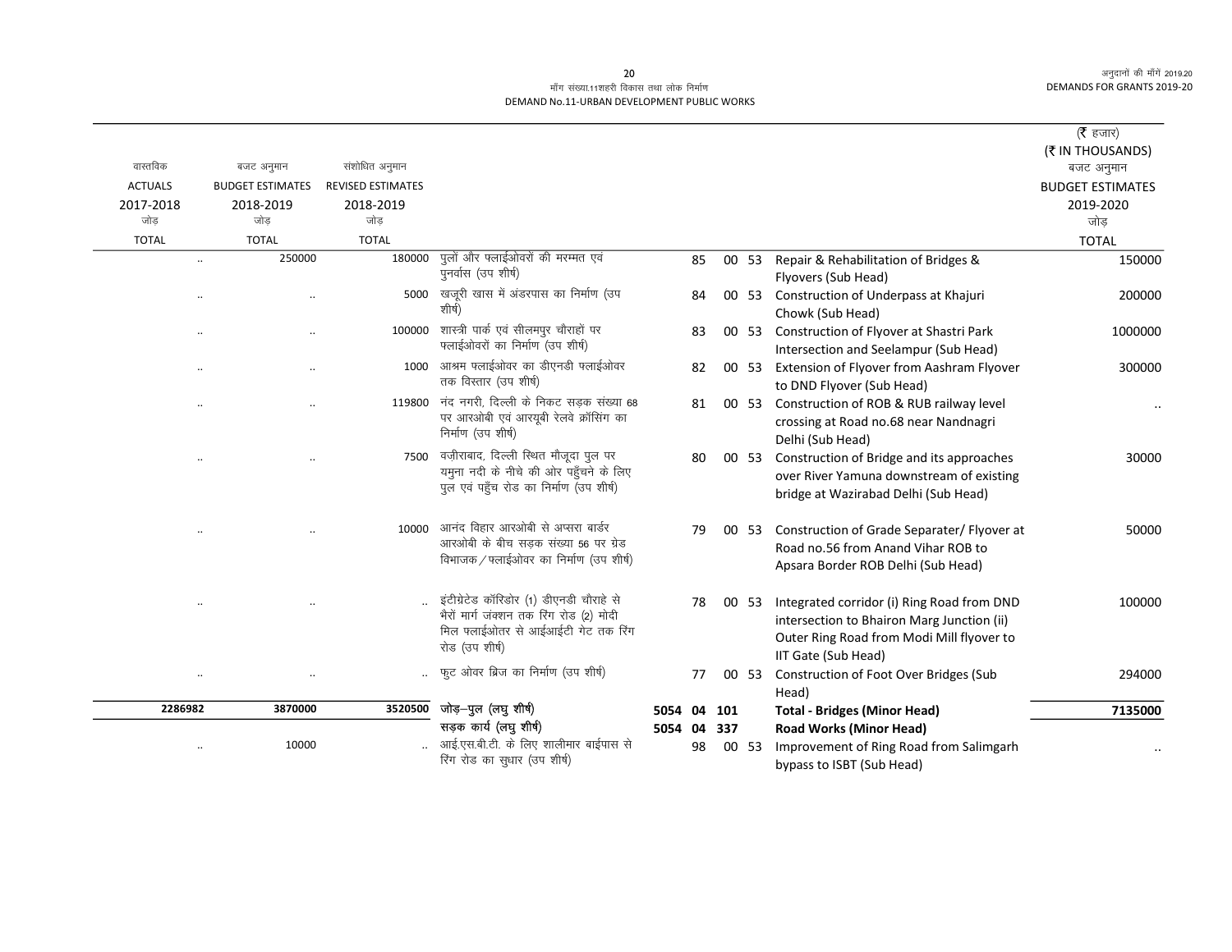मॉंग संख्या.11शहरी विकास तथा लोक निर्माण
DEMAND No.11-URBAN DEVELOPMENT PUBLIC WORKS

| वास्तविक ACTUALS 2017-2018 जोड़ TOTAL | बजट अनुमान BUDGET ESTIMATES 2018-2019 जोड़ TOTAL | संशोधित अनुमान REVISED ESTIMATES 2018-2019 जोड़ TOTAL | | | | | | | (₹ हजार) (₹ IN THOUSANDS) बजट अनुमान BUDGET ESTIMATES 2019-2020 जोड़ TOTAL |
|---|---|---|---|---|---|---|---|---|---|
| .. | 250000 | 180000 | पुलों और फ्लाईओवरों की मरम्मत एवं पुनर्वास (उप शीर्ष) | | 85 | 00 | 53 | Repair & Rehabilitation of Bridges & Flyovers (Sub Head) | 150000 |
| .. | .. | 5000 | खजूरी खास में अंडरपास का निर्माण (उप शीर्ष) | | 84 | 00 | 53 | Construction of Underpass at Khajuri Chowk (Sub Head) | 200000 |
| .. | .. | 100000 | शास्त्री पार्क एवं सीलमपुर चौराहों पर फ्लाईओवरों का निर्माण (उप शीर्ष) | | 83 | 00 | 53 | Construction of Flyover at Shastri Park Intersection and Seelampur (Sub Head) | 1000000 |
| .. | .. | 1000 | आश्रम फ्लाईओवर का डीएनडी फ्लाईओवर तक विस्तार (उप शीर्ष) | | 82 | 00 | 53 | Extension of Flyover from Aashram Flyover to DND Flyover (Sub Head) | 300000 |
| .. | .. | 119800 | नंद नगरी, दिल्ली के निकट सड़क संख्या 68 पर आरओबी एवं आरयूबी रेलवे क्रॉसिंग का निर्माण (उप शीर्ष) | | 81 | 00 | 53 | Construction of ROB & RUB railway level crossing at Road no.68 near Nandnagri Delhi (Sub Head) | .. |
| .. | .. | 7500 | वज़ीराबाद, दिल्ली स्थित मौजूदा पुल पर यमुना नदी के नीचे की ओर पहुँचने के लिए पुल एवं पहुँच रोड का निर्माण (उप शीर्ष) | | 80 | 00 | 53 | Construction of Bridge and its approaches over River Yamuna downstream of existing bridge at Wazirabad Delhi (Sub Head) | 30000 |
| .. | .. | 10000 | आनंद विहार आरओबी से अप्सरा बार्डर आरओबी के बीच सड़क संख्या 56 पर ग्रेड विभाजक / फ्लाईओवर का निर्माण (उप शीर्ष) | | 79 | 00 | 53 | Construction of Grade Separater/ Flyover at Road no.56 from Anand Vihar ROB to Apsara Border ROB Delhi (Sub Head) | 50000 |
| .. | .. | .. | इंटीग्रेटेड कॉरिडोर (1) डीएनडी चौराहे से भैरों मार्ग जंक्शन तक रिंग रोड (2) मोदी मिल फ्लाईओतर से आईआईटी गेट तक रिंग रोड (उप शीर्ष) | | 78 | 00 | 53 | Integrated corridor (i) Ring Road from DND intersection to Bhairon Marg Junction (ii) Outer Ring Road from Modi Mill flyover to IIT Gate (Sub Head) | 100000 |
| .. | .. | .. | फुट ओवर ब्रिज का निर्माण (उप शीर्ष) | | 77 | 00 | 53 | Construction of Foot Over Bridges (Sub Head) | 294000 |
| **2286982** | **3870000** | **3520500** | **जोड़–पुल (लघु शीर्ष)** | **5054** | **04** | **101** | | **Total - Bridges (Minor Head)** | **7135000** |
| | | | **सड़क कार्य (लघु शीर्ष)** | **5054** | **04** | **337** | | **Road Works (Minor Head)** | |
| .. | 10000 | .. | आई.एस.बी.टी. के लिए शालीमार बाईपास से रिंग रोड का सुधार (उप शीर्ष) | | 98 | 00 | 53 | Improvement of Ring Road from Salimgarh bypass to ISBT (Sub Head) | .. |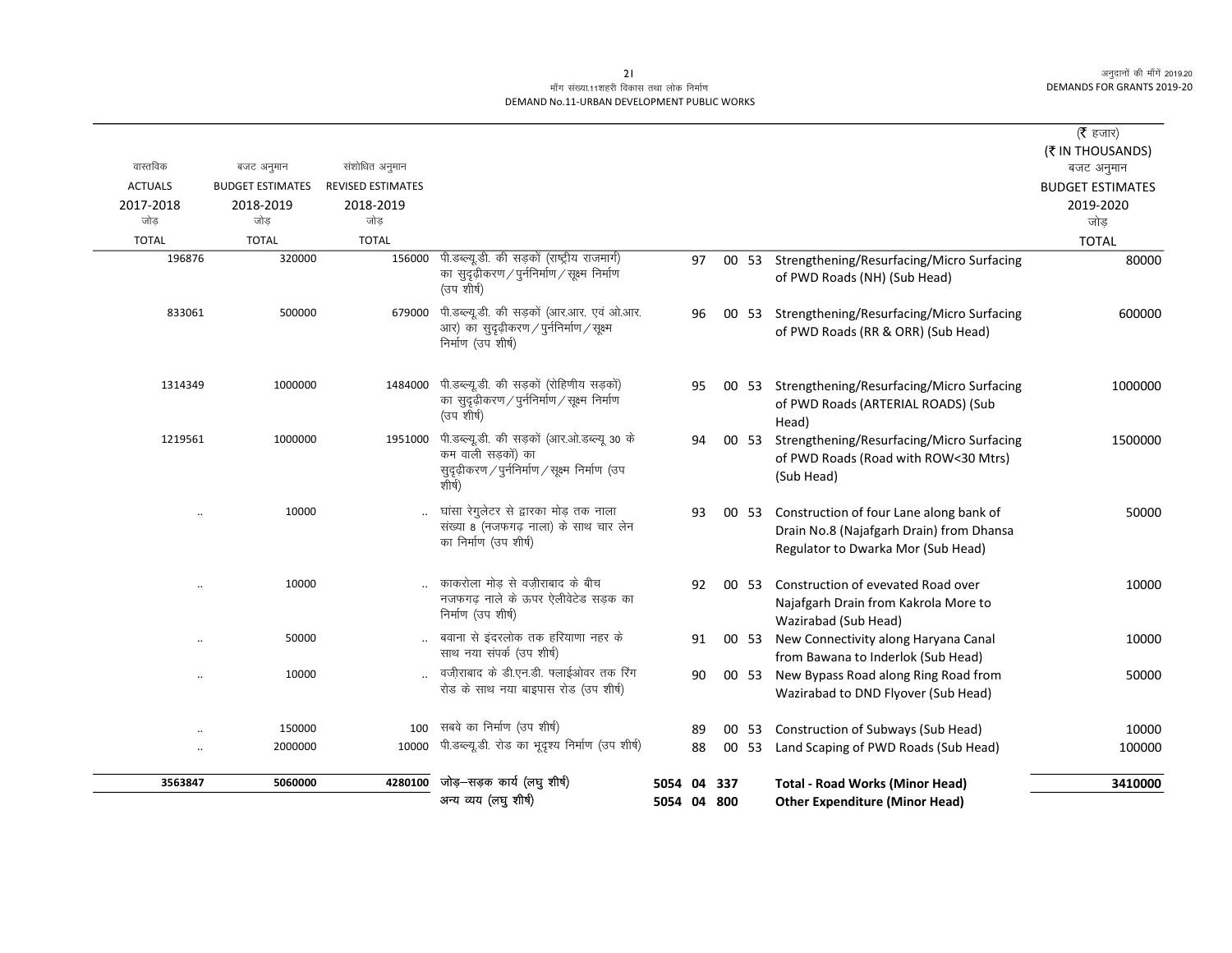मॉंग संख्या.11शहरी विकास तथा लोक निर्माण
DEMAND No.11-URBAN DEVELOPMENT PUBLIC WORKS

| वास्तविक ACTUALS 2017-2018 जोड़ TOTAL | बजट अनुमान BUDGET ESTIMATES 2018-2019 जोड़ TOTAL | संशोधित अनुमान REVISED ESTIMATES 2018-2019 जोड़ TOTAL | | | | | | | (₹ हजार) (₹ IN THOUSANDS) बजट अनुमान BUDGET ESTIMATES 2019-2020 जोड़ TOTAL |
|---|---|---|---|---|---|---|---|---|---|
| 196876 | 320000 | 156000 | पी.डब्ल्यू.डी. की सड़कों (राष्ट्रीय राजमार्ग) का सुदृढ़ीकरण/पुर्ननिर्माण/सूक्ष्म निर्माण (उप शीर्ष) | | 97 | 00 | 53 | Strengthening/Resurfacing/Micro Surfacing of PWD Roads (NH) (Sub Head) | 80000 |
| 833061 | 500000 | 679000 | पी.डब्ल्यू.डी. की सड़कों (आर.आर. एवं ओ.आर.आर) का सुदृढ़ीकरण/पुर्ननिर्माण/सूक्ष्म निर्माण (उप शीर्ष) | | 96 | 00 | 53 | Strengthening/Resurfacing/Micro Surfacing of PWD Roads (RR & ORR) (Sub Head) | 600000 |
| 1314349 | 1000000 | 1484000 | पी.डब्ल्यू.डी. की सड़कों (रोहिणीय सड़कों) का सुदृढ़ीकरण/पुर्ननिर्माण/सूक्ष्म निर्माण (उप शीर्ष) | | 95 | 00 | 53 | Strengthening/Resurfacing/Micro Surfacing of PWD Roads (ARTERIAL ROADS) (Sub Head) | 1000000 |
| 1219561 | 1000000 | 1951000 | पी.डब्ल्यू.डी. की सड़कों (आर.ओ.डब्ल्यू 30 के कम वाली सड़कों) का सुदृढ़ीकरण/पुर्ननिर्माण/सूक्ष्म निर्माण (उप शीर्ष) | | 94 | 00 | 53 | Strengthening/Resurfacing/Micro Surfacing of PWD Roads (Road with ROW<30 Mtrs) (Sub Head) | 1500000 |
| .. | 10000 | .. | घांसा रेगुलेटर से द्वारका मोड़ तक नाला संख्या 8 (नजफगढ़ नाला) के साथ चार लेन का निर्माण (उप शीर्ष) | | 93 | 00 | 53 | Construction of four Lane along bank of Drain No.8 (Najafgarh Drain) from Dhansa Regulator to Dwarka Mor (Sub Head) | 50000 |
| .. | 10000 | .. | काकरोला मोड़ से वज़ीराबाद के बीच नजफगढ़ नाले के ऊपर ऐलीवेटेड सड़क का निर्माण (उप शीर्ष) | | 92 | 00 | 53 | Construction of evevated Road over Najafgarh Drain from Kakrola More to Wazirabad (Sub Head) | 10000 |
| .. | 50000 | .. | बवाना से इंदरलोक तक हरियाणा नहर के साथ नया संपर्क (उप शीर्ष) | | 91 | 00 | 53 | New Connectivity along Haryana Canal from Bawana to Inderlok (Sub Head) | 10000 |
| .. | 10000 | .. | वज़ीराबाद के डी.एन.डी. फ्लाईओवर तक रिंग रोड के साथ नया बाइपास रोड (उप शीर्ष) | | 90 | 00 | 53 | New Bypass Road along Ring Road from Wazirabad to DND Flyover (Sub Head) | 50000 |
| .. | 150000 | 100 | सबवे का निर्माण (उप शीर्ष) | | 89 | 00 | 53 | Construction of Subways (Sub Head) | 10000 |
| .. | 2000000 | 10000 | पी.डब्ल्यू.डी. रोड का भूदृश्य निर्माण (उप शीर्ष) | | 88 | 00 | 53 | Land Scaping of PWD Roads (Sub Head) | 100000 |
| **3563847** | **5060000** | **4280100** | **जोड़–सड़क कार्य (लघु शीर्ष)** | **5054** | **04** | **337** | | **Total - Road Works (Minor Head)** | **3410000** |
| | | | **अन्य व्यय (लघु शीर्ष)** | **5054** | **04** | **800** | | **Other Expenditure (Minor Head)** | |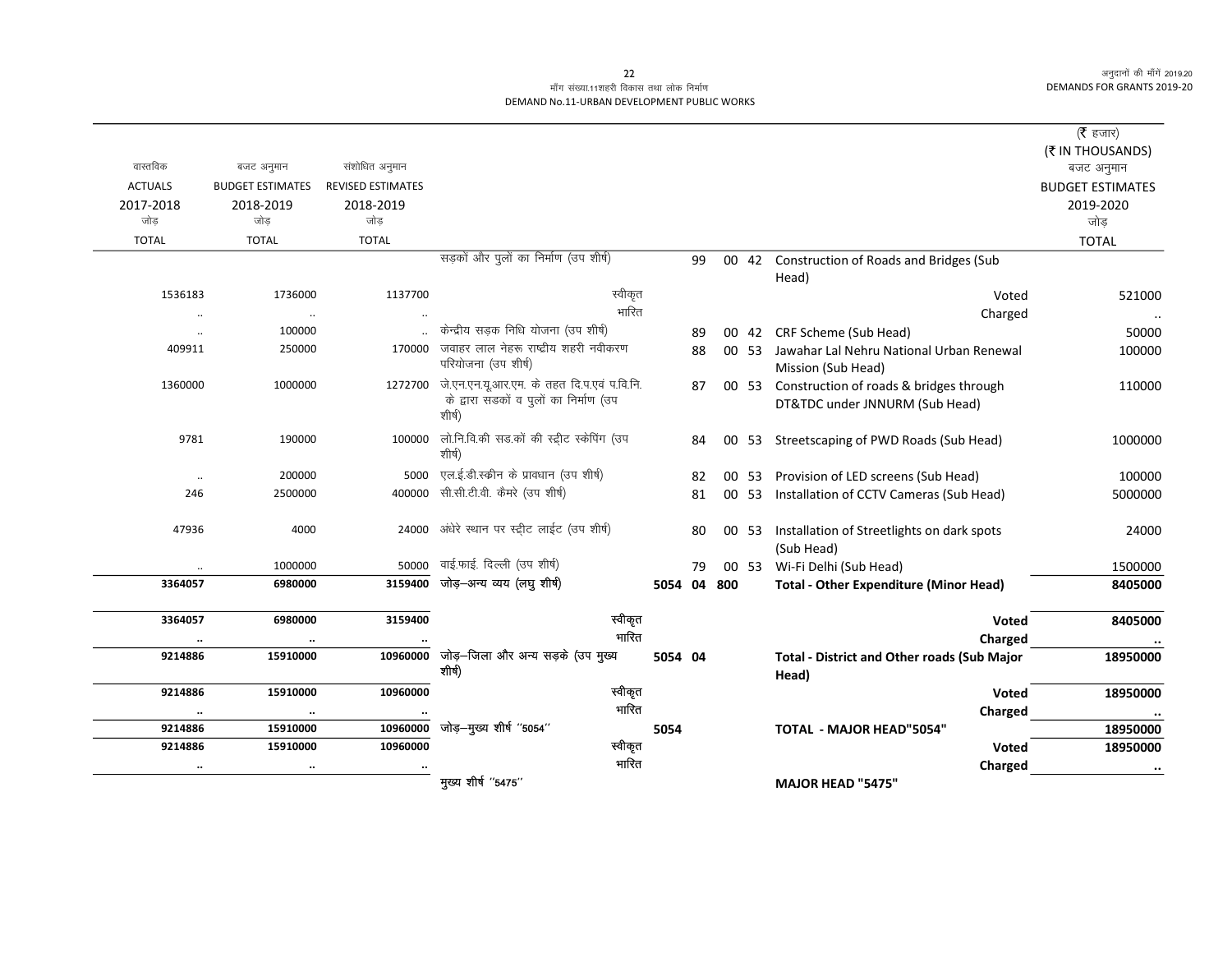मॉंग संख्या.11शहरी विकास तथा लोक निर्माण
DEMAND No.11-URBAN DEVELOPMENT PUBLIC WORKS

(₹ हजार)
(₹ IN THOUSANDS)

| वास्तविक ACTUALS 2017-2018 जोड़ TOTAL | बजट अनुमान BUDGET ESTIMATES 2018-2019 जोड़ TOTAL | संशोधित अनुमान REVISED ESTIMATES 2018-2019 जोड़ TOTAL | | | | | | | बजट अनुमान BUDGET ESTIMATES 2019-2020 जोड़ TOTAL |
|---|---|---|---|---|---|---|---|---|---|
| | | | सड़कों और पुलों का निर्माण (उप शीर्ष) | | 99 | 00 | 42 | Construction of Roads and Bridges (Sub Head) | |
| 1536183 | 1736000 | 1137700 | स्वीकृत | | | | | Voted | 521000 |
| .. | .. | .. | भारित | | | | | Charged | .. |
| .. | 100000 | .. | केन्द्रीय सड़क निधि योजना (उप शीर्ष) | | 89 | 00 | 42 | CRF Scheme (Sub Head) | 50000 |
| 409911 | 250000 | 170000 | जवाहर लाल नेहरू राष्ट्रीय शहरी नवीकरण परियोजना (उप शीर्ष) | | 88 | 00 | 53 | Jawahar Lal Nehru National Urban Renewal Mission (Sub Head) | 100000 |
| 1360000 | 1000000 | 1272700 | जे.एन.एन.यू.आर.एम. के तहत दि.प.एवं प.वि.नि. के द्वारा सडकों व पुलों का निर्माण (उप शीर्ष) | | 87 | 00 | 53 | Construction of roads & bridges through DT&TDC under JNNURM (Sub Head) | 110000 |
| 9781 | 190000 | 100000 | लो.नि.वि.की सड.कों की स्ट्रीट स्केपिंग (उप शीर्ष) | | 84 | 00 | 53 | Streetscaping of PWD Roads (Sub Head) | 1000000 |
| .. | 200000 | 5000 | एल.ई.डी.स्क्रीन के प्रावधान (उप शीर्ष) | | 82 | 00 | 53 | Provision of LED screens (Sub Head) | 100000 |
| 246 | 2500000 | 400000 | सी.सी.टी.वी. कैमरे (उप शीर्ष) | | 81 | 00 | 53 | Installation of CCTV Cameras (Sub Head) | 5000000 |
| 47936 | 4000 | 24000 | अंधेरे स्थान पर स्ट्रीट लाईट (उप शीर्ष) | | 80 | 00 | 53 | Installation of Streetlights on dark spots (Sub Head) | 24000 |
| .. | 1000000 | 50000 | वाई.फाई. दिल्ली (उप शीर्ष) | | 79 | 00 | 53 | Wi-Fi Delhi (Sub Head) | 1500000 |
| **3364057** | **6980000** | **3159400** | **जोड़–अन्य व्यय (लघु शीर्ष)** | **5054** | **04** | **800** | | **Total - Other Expenditure (Minor Head)** | **8405000** |
| **3364057** | **6980000** | **3159400** | स्वीकृत | | | | | **Voted** | **8405000** |
| **..** | **..** | **..** | भारित | | | | | **Charged** | **..** |
| **9214886** | **15910000** | **10960000** | **जोड़–जिला और अन्य सड़के (उप मुख्य शीर्ष)** | **5054** | **04** | | | **Total - District and Other roads (Sub Major Head)** | **18950000** |
| **9214886** | **15910000** | **10960000** | स्वीकृत | | | | | **Voted** | **18950000** |
| **..** | **..** | **..** | भारित | | | | | **Charged** | **..** |
| **9214886** | **15910000** | **10960000** | **जोड़–मुख्य शीर्ष "5054"** | **5054** | | | | **TOTAL - MAJOR HEAD"5054"** | **18950000** |
| **9214886** | **15910000** | **10960000** | स्वीकृत | | | | | **Voted** | **18950000** |
| **..** | **..** | **..** | भारित | | | | | **Charged** | **..** |
| | | | **मुख्य शीर्ष "5475"** | | | | | **MAJOR HEAD "5475"** | |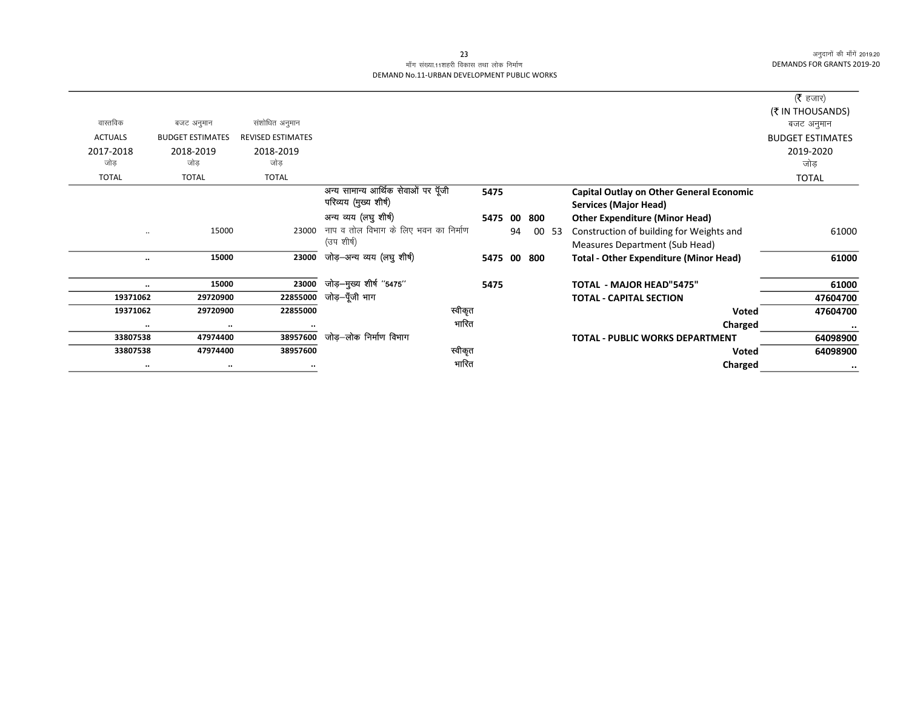मॉंग संख्या.11शहरी विकास तथा लोक निर्माण

DEMAND No.11-URBAN DEVELOPMENT PUBLIC WORKS

अनुदानों की मॉंगें 2019.20

DEMANDS FOR GRANTS 2019-20

(₹ हजार)

(₹ IN THOUSANDS)

| वास्तविक ACTUALS 2017-2018 जोड़ TOTAL | बजट अनुमान BUDGET ESTIMATES 2018-2019 जोड़ TOTAL | संशोधित अनुमान REVISED ESTIMATES 2018-2019 जोड़ TOTAL | | | | | | | बजट अनुमान BUDGET ESTIMATES 2019-2020 जोड़ TOTAL |
|---|---|---|---|---|---|---|---|---|---|
| | | | अन्य सामान्य आर्थिक सेवाओं पर पूँजी परिव्यय (मुख्य शीर्ष) | 5475 | | | | **Capital Outlay on Other General Economic Services (Major Head)** | |
| | | | अन्य व्यय (लघु शीर्ष) | 5475 | 00 | 800 | | **Other Expenditure (Minor Head)** | |
| .. | 15000 | 23000 | नाप व तोल विभाग के लिए भवन का निर्माण (उप शीर्ष) | | 94 | 00 | 53 | Construction of building for Weights and Measures Department (Sub Head) | 61000 |
| **..** | **15000** | **23000** | जोड़–अन्य व्यय (लघु शीर्ष) | **5475** | **00** | **800** | | **Total - Other Expenditure (Minor Head)** | **61000** |
| **..** | **15000** | **23000** | जोड़–मुख्य शीर्ष ''5475'' | **5475** | | | | **TOTAL - MAJOR HEAD"5475"** | **61000** |
| **19371062** | **29720900** | **22855000** | जोड़–पूँजी भाग | | | | | **TOTAL - CAPITAL SECTION** | **47604700** |
| **19371062** | **29720900** | **22855000** | स्वीकृत | | | | | **Voted** | **47604700** |
| **..** | **..** | **..** | भारित | | | | | **Charged** | **..** |
| **33807538** | **47974400** | **38957600** | जोड़–लोक निर्माण विभाग | | | | | **TOTAL - PUBLIC WORKS DEPARTMENT** | **64098900** |
| **33807538** | **47974400** | **38957600** | स्वीकृत | | | | | **Voted** | **64098900** |
| **..** | **..** | **..** | भारित | | | | | **Charged** | **..** |